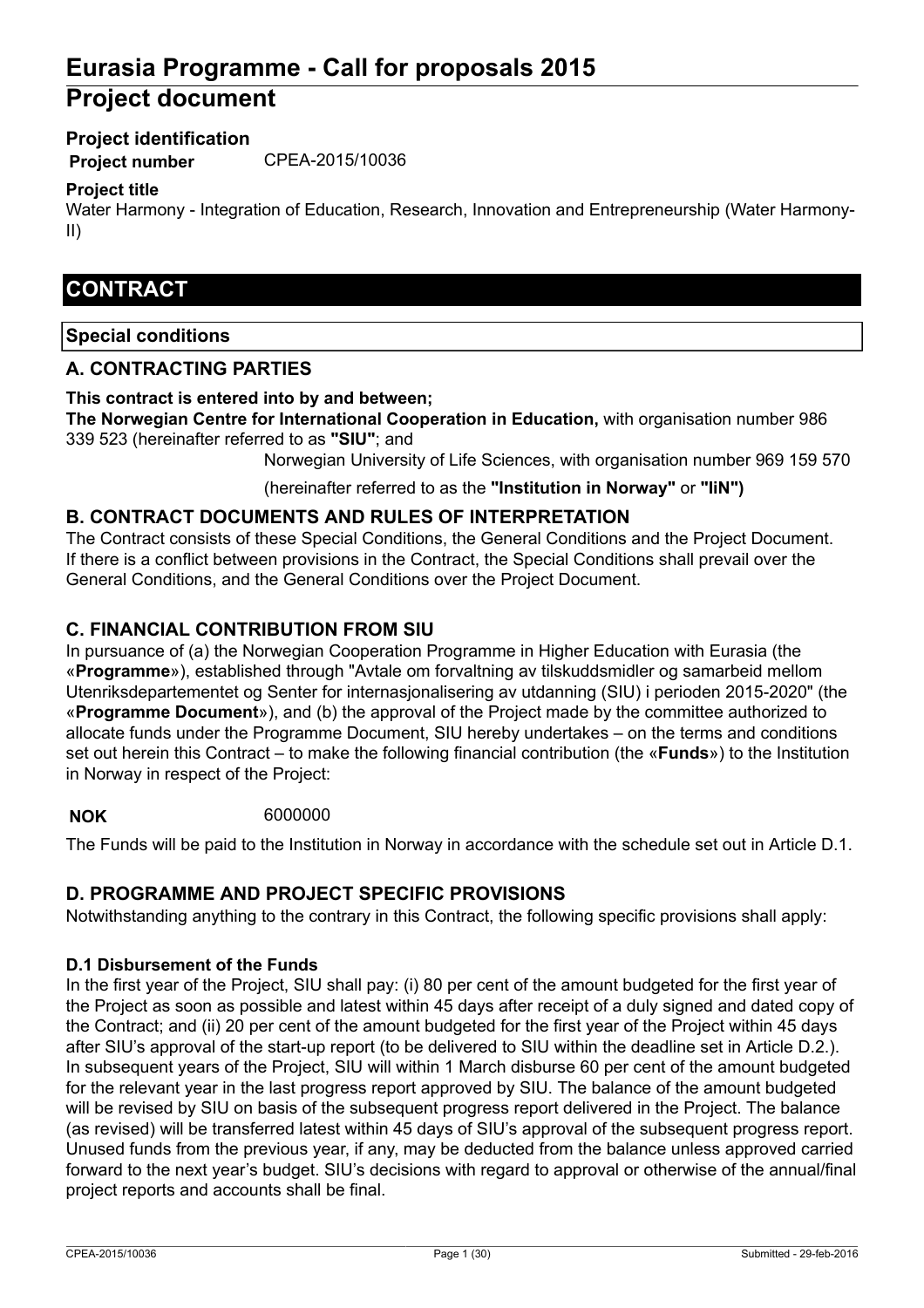# Eurasia Programme - Call for proposals 2015

# Project document

### Project identification

**Project number** CPEA-2015/10036

### Project title

Water Harmony - Integration of Education, Research, Innovation and Entrepreneurship (Water Harmony-II)

## CONTRACT

### Special conditions

### A. CONTRACTING PARTIES

**This contract is entered into by and between;**

**The Norwegian Centre for International Cooperation in Education,** with organisation number 986 339 523 (hereinafter referred to as **"SIU"**; and

Norwegian University of Life Sciences, with organisation number 969 159 570

(hereinafter referred to as the **"Institution in Norway"** or **"IiN")**

### B. CONTRACT DOCUMENTS AND RULES OF INTERPRETATION

The Contract consists of these Special Conditions, the General Conditions and the Project Document. If there is a conflict between provisions in the Contract, the Special Conditions shall prevail over the General Conditions, and the General Conditions over the Project Document.

### C. FINANCIAL CONTRIBUTION FROM SIU

In pursuance of (a) the Norwegian Cooperation Programme in Higher Education with Eurasia (the «**Programme**»), established through "Avtale om forvaltning av tilskuddsmidler og samarbeid mellom Utenriksdepartementet og Senter for internasjonalisering av utdanning (SIU) i perioden 2015-2020" (the «**Programme Document**»), and (b) the approval of the Project made by the committee authorized to allocate funds under the Programme Document, SIU hereby undertakes – on the terms and conditions set out herein this Contract – to make the following financial contribution (the «**Funds**») to the Institution in Norway in respect of the Project:

**NOK** 6000000

The Funds will be paid to the Institution in Norway in accordance with the schedule set out in Article D.1.

### D. PROGRAMME AND PROJECT SPECIFIC PROVISIONS

Notwithstanding anything to the contrary in this Contract, the following specific provisions shall apply:

#### D.1 Disbursement of the Funds

In the first year of the Project, SIU shall pay: (i) 80 per cent of the amount budgeted for the first year of the Project as soon as possible and latest within 45 days after receipt of a duly signed and dated copy of the Contract; and (ii) 20 per cent of the amount budgeted for the first year of the Project within 45 days after SIU's approval of the start-up report (to be delivered to SIU within the deadline set in Article D.2.). In subsequent years of the Project, SIU will within 1 March disburse 60 per cent of the amount budgeted for the relevant year in the last progress report approved by SIU. The balance of the amount budgeted will be revised by SIU on basis of the subsequent progress report delivered in the Project. The balance (as revised) will be transferred latest within 45 days of SIU's approval of the subsequent progress report. Unused funds from the previous year, if any, may be deducted from the balance unless approved carried forward to the next year's budget. SIU's decisions with regard to approval or otherwise of the annual/final project reports and accounts shall be final.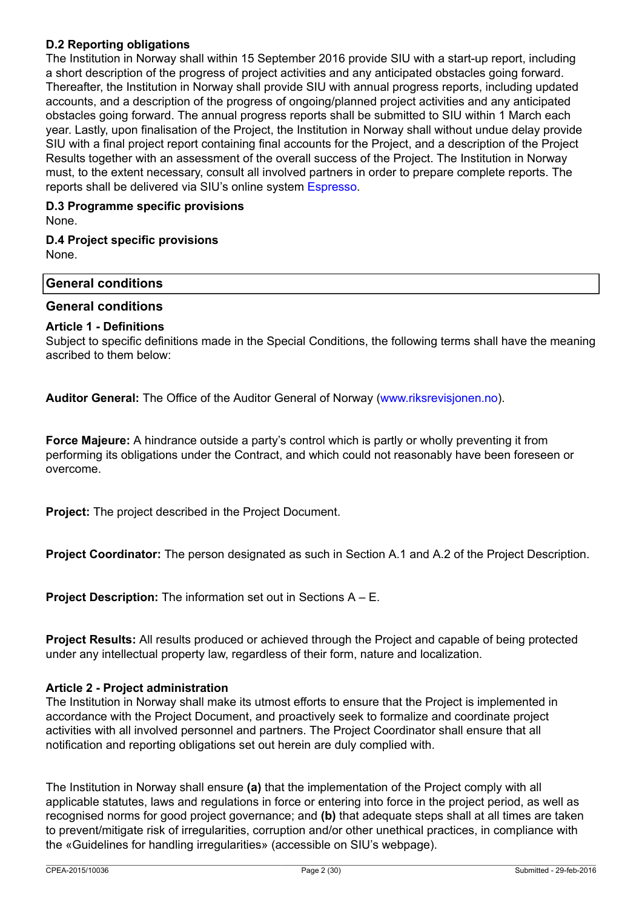### D.2 Reporting obligations

The Institution in Norway shall within 15 September 2016 provide SIU with a start-up report, including a short description of the progress of project activities and any anticipated obstacles going forward. Thereafter, the Institution in Norway shall provide SIU with annual progress reports, including updated accounts, and a description of the progress of ongoing/planned project activities and any anticipated obstacles going forward. The annual progress reports shall be submitted to SIU within 1 March each year. Lastly, upon finalisation of the Project, the Institution in Norway shall without undue delay provide SIU with a final project report containing final accounts for the Project, and a description of the Project Results together with an assessment of the overall success of the Project. The Institution in Norway must, to the extent necessary, consult all involved partners in order to prepare complete reports. The reports shall be delivered via SIU's online system Espresso.

### D.3 Programme specific provisions

None.

### D.4 Project specific provisions

None.

## General conditions

## General conditions

### Article 1 - Definitions

Subject to specific definitions made in the Special Conditions, the following terms shall have the meaning ascribed to them below:

**Auditor General:** The Office of the Auditor General of Norway (www.riksrevisjonen.no).

**Force Majeure:** A hindrance outside a party's control which is partly or wholly preventing it from performing its obligations under the Contract, and which could not reasonably have been foreseen or overcome.

**Project:** The project described in the Project Document.

**Project Coordinator:** The person designated as such in Section A.1 and A.2 of the Project Description.

**Project Description:** The information set out in Sections A – E.

**Project Results:** All results produced or achieved through the Project and capable of being protected under any intellectual property law, regardless of their form, nature and localization.

### Article 2 - Project administration

The Institution in Norway shall make its utmost efforts to ensure that the Project is implemented in accordance with the Project Document, and proactively seek to formalize and coordinate project activities with all involved personnel and partners. The Project Coordinator shall ensure that all notification and reporting obligations set out herein are duly complied with.

The Institution in Norway shall ensure **(a)** that the implementation of the Project comply with all applicable statutes, laws and regulations in force or entering into force in the project period, as well as recognised norms for good project governance; and **(b)** that adequate steps shall at all times are taken to prevent/mitigate risk of irregularities, corruption and/or other unethical practices, in compliance with the «Guidelines for handling irregularities» (accessible on SIU's webpage).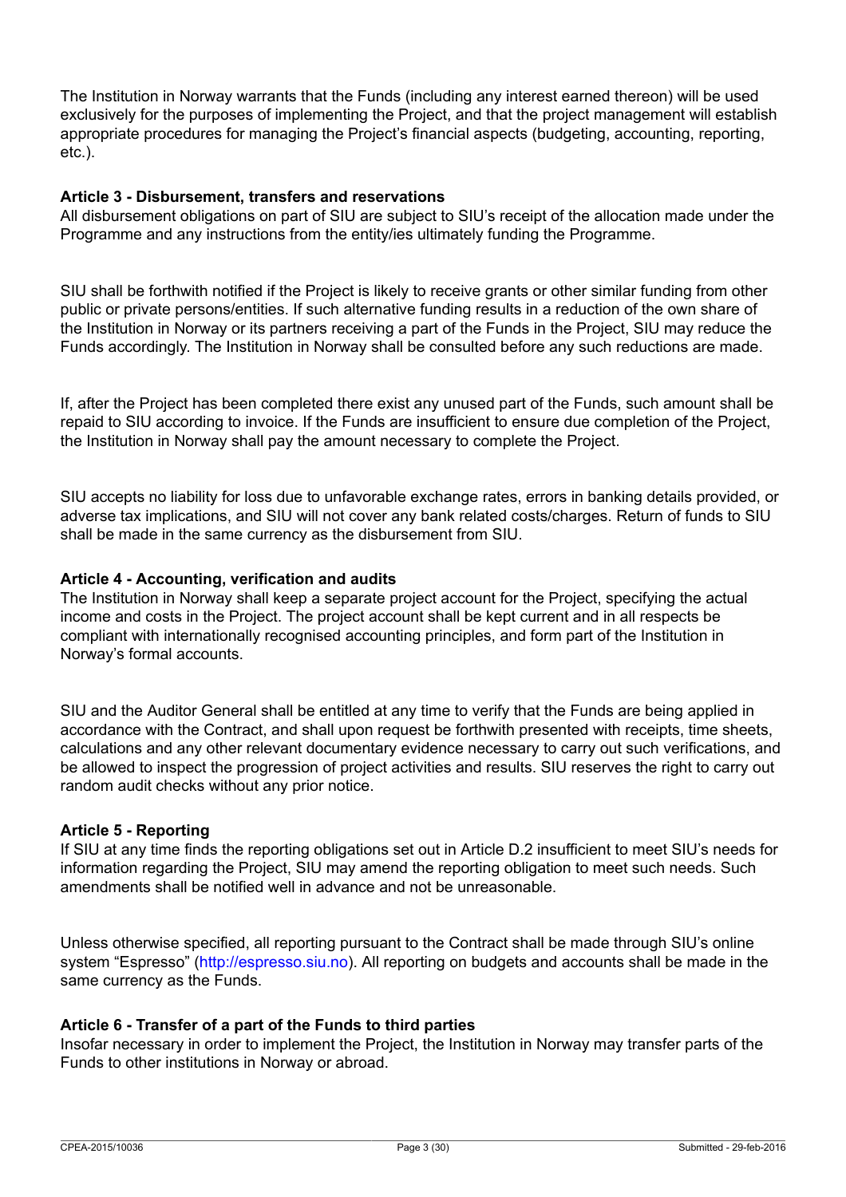The Institution in Norway warrants that the Funds (including any interest earned thereon) will be used exclusively for the purposes of implementing the Project, and that the project management will establish appropriate procedures for managing the Project's financial aspects (budgeting, accounting, reporting, etc.).

**Article 3 - Disbursement, transfers and reservations**

All disbursement obligations on part of SIU are subject to SIU's receipt of the allocation made under the Programme and any instructions from the entity/ies ultimately funding the Programme.

SIU shall be forthwith notified if the Project is likely to receive grants or other similar funding from other public or private persons/entities. If such alternative funding results in a reduction of the own share of the Institution in Norway or its partners receiving a part of the Funds in the Project, SIU may reduce the Funds accordingly. The Institution in Norway shall be consulted before any such reductions are made.

If, after the Project has been completed there exist any unused part of the Funds, such amount shall be repaid to SIU according to invoice. If the Funds are insufficient to ensure due completion of the Project, the Institution in Norway shall pay the amount necessary to complete the Project.

SIU accepts no liability for loss due to unfavorable exchange rates, errors in banking details provided, or adverse tax implications, and SIU will not cover any bank related costs/charges. Return of funds to SIU shall be made in the same currency as the disbursement from SIU.

**Article 4 - Accounting, verification and audits**

The Institution in Norway shall keep a separate project account for the Project, specifying the actual income and costs in the Project. The project account shall be kept current and in all respects be compliant with internationally recognised accounting principles, and form part of the Institution in Norway's formal accounts.

SIU and the Auditor General shall be entitled at any time to verify that the Funds are being applied in accordance with the Contract, and shall upon request be forthwith presented with receipts, time sheets, calculations and any other relevant documentary evidence necessary to carry out such verifications, and be allowed to inspect the progression of project activities and results. SIU reserves the right to carry out random audit checks without any prior notice.

**Article 5 - Reporting**

If SIU at any time finds the reporting obligations set out in Article D.2 insufficient to meet SIU's needs for information regarding the Project, SIU may amend the reporting obligation to meet such needs. Such amendments shall be notified well in advance and not be unreasonable.

Unless otherwise specified, all reporting pursuant to the Contract shall be made through SIU's online system "Espresso" (http://espresso.siu.no). All reporting on budgets and accounts shall be made in the same currency as the Funds.

**Article 6 - Transfer of a part of the Funds to third parties**

Insofar necessary in order to implement the Project, the Institution in Norway may transfer parts of the Funds to other institutions in Norway or abroad.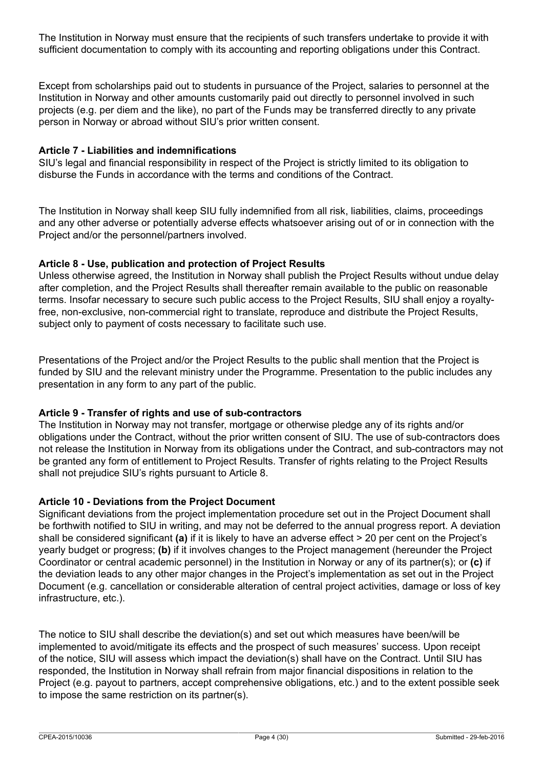The Institution in Norway must ensure that the recipients of such transfers undertake to provide it with sufficient documentation to comply with its accounting and reporting obligations under this Contract.

Except from scholarships paid out to students in pursuance of the Project, salaries to personnel at the Institution in Norway and other amounts customarily paid out directly to personnel involved in such projects (e.g. per diem and the like), no part of the Funds may be transferred directly to any private person in Norway or abroad without SIU's prior written consent.

**Article 7 - Liabilities and indemnifications**
SIU's legal and financial responsibility in respect of the Project is strictly limited to its obligation to disburse the Funds in accordance with the terms and conditions of the Contract.

The Institution in Norway shall keep SIU fully indemnified from all risk, liabilities, claims, proceedings and any other adverse or potentially adverse effects whatsoever arising out of or in connection with the Project and/or the personnel/partners involved.

**Article 8 - Use, publication and protection of Project Results**
Unless otherwise agreed, the Institution in Norway shall publish the Project Results without undue delay after completion, and the Project Results shall thereafter remain available to the public on reasonable terms. Insofar necessary to secure such public access to the Project Results, SIU shall enjoy a royalty-free, non-exclusive, non-commercial right to translate, reproduce and distribute the Project Results, subject only to payment of costs necessary to facilitate such use.

Presentations of the Project and/or the Project Results to the public shall mention that the Project is funded by SIU and the relevant ministry under the Programme. Presentation to the public includes any presentation in any form to any part of the public.

**Article 9 - Transfer of rights and use of sub-contractors**
The Institution in Norway may not transfer, mortgage or otherwise pledge any of its rights and/or obligations under the Contract, without the prior written consent of SIU. The use of sub-contractors does not release the Institution in Norway from its obligations under the Contract, and sub-contractors may not be granted any form of entitlement to Project Results. Transfer of rights relating to the Project Results shall not prejudice SIU's rights pursuant to Article 8.

**Article 10 - Deviations from the Project Document**
Significant deviations from the project implementation procedure set out in the Project Document shall be forthwith notified to SIU in writing, and may not be deferred to the annual progress report. A deviation shall be considered significant **(a)** if it is likely to have an adverse effect > 20 per cent on the Project's yearly budget or progress; **(b)** if it involves changes to the Project management (hereunder the Project Coordinator or central academic personnel) in the Institution in Norway or any of its partner(s); or **(c)** if the deviation leads to any other major changes in the Project's implementation as set out in the Project Document (e.g. cancellation or considerable alteration of central project activities, damage or loss of key infrastructure, etc.).

The notice to SIU shall describe the deviation(s) and set out which measures have been/will be implemented to avoid/mitigate its effects and the prospect of such measures' success. Upon receipt of the notice, SIU will assess which impact the deviation(s) shall have on the Contract. Until SIU has responded, the Institution in Norway shall refrain from major financial dispositions in relation to the Project (e.g. payout to partners, accept comprehensive obligations, etc.) and to the extent possible seek to impose the same restriction on its partner(s).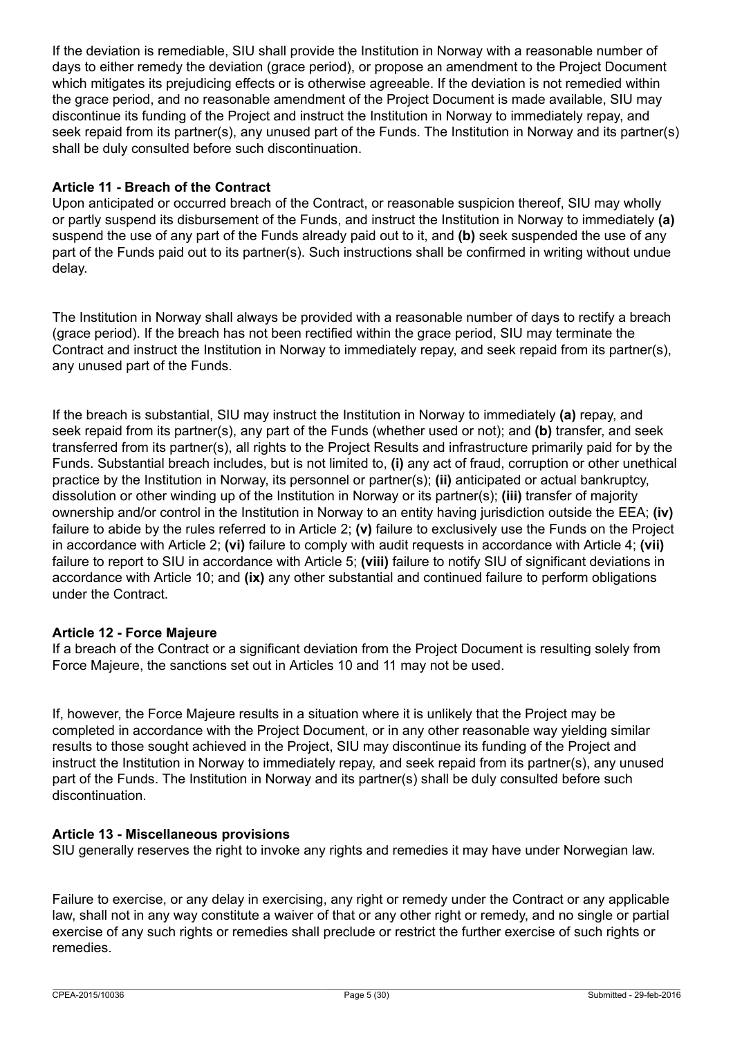If the deviation is remediable, SIU shall provide the Institution in Norway with a reasonable number of days to either remedy the deviation (grace period), or propose an amendment to the Project Document which mitigates its prejudicing effects or is otherwise agreeable. If the deviation is not remedied within the grace period, and no reasonable amendment of the Project Document is made available, SIU may discontinue its funding of the Project and instruct the Institution in Norway to immediately repay, and seek repaid from its partner(s), any unused part of the Funds. The Institution in Norway and its partner(s) shall be duly consulted before such discontinuation.

**Article 11 - Breach of the Contract**

Upon anticipated or occurred breach of the Contract, or reasonable suspicion thereof, SIU may wholly or partly suspend its disbursement of the Funds, and instruct the Institution in Norway to immediately **(a)** suspend the use of any part of the Funds already paid out to it, and **(b)** seek suspended the use of any part of the Funds paid out to its partner(s). Such instructions shall be confirmed in writing without undue delay.

The Institution in Norway shall always be provided with a reasonable number of days to rectify a breach (grace period). If the breach has not been rectified within the grace period, SIU may terminate the Contract and instruct the Institution in Norway to immediately repay, and seek repaid from its partner(s), any unused part of the Funds.

If the breach is substantial, SIU may instruct the Institution in Norway to immediately **(a)** repay, and seek repaid from its partner(s), any part of the Funds (whether used or not); and **(b)** transfer, and seek transferred from its partner(s), all rights to the Project Results and infrastructure primarily paid for by the Funds. Substantial breach includes, but is not limited to, **(i)** any act of fraud, corruption or other unethical practice by the Institution in Norway, its personnel or partner(s); **(ii)** anticipated or actual bankruptcy, dissolution or other winding up of the Institution in Norway or its partner(s); **(iii)** transfer of majority ownership and/or control in the Institution in Norway to an entity having jurisdiction outside the EEA; **(iv)** failure to abide by the rules referred to in Article 2; **(v)** failure to exclusively use the Funds on the Project in accordance with Article 2; **(vi)** failure to comply with audit requests in accordance with Article 4; **(vii)** failure to report to SIU in accordance with Article 5; **(viii)** failure to notify SIU of significant deviations in accordance with Article 10; and **(ix)** any other substantial and continued failure to perform obligations under the Contract.

**Article 12 - Force Majeure**

If a breach of the Contract or a significant deviation from the Project Document is resulting solely from Force Majeure, the sanctions set out in Articles 10 and 11 may not be used.

If, however, the Force Majeure results in a situation where it is unlikely that the Project may be completed in accordance with the Project Document, or in any other reasonable way yielding similar results to those sought achieved in the Project, SIU may discontinue its funding of the Project and instruct the Institution in Norway to immediately repay, and seek repaid from its partner(s), any unused part of the Funds. The Institution in Norway and its partner(s) shall be duly consulted before such discontinuation.

**Article 13 - Miscellaneous provisions**

SIU generally reserves the right to invoke any rights and remedies it may have under Norwegian law.

Failure to exercise, or any delay in exercising, any right or remedy under the Contract or any applicable law, shall not in any way constitute a waiver of that or any other right or remedy, and no single or partial exercise of any such rights or remedies shall preclude or restrict the further exercise of such rights or remedies.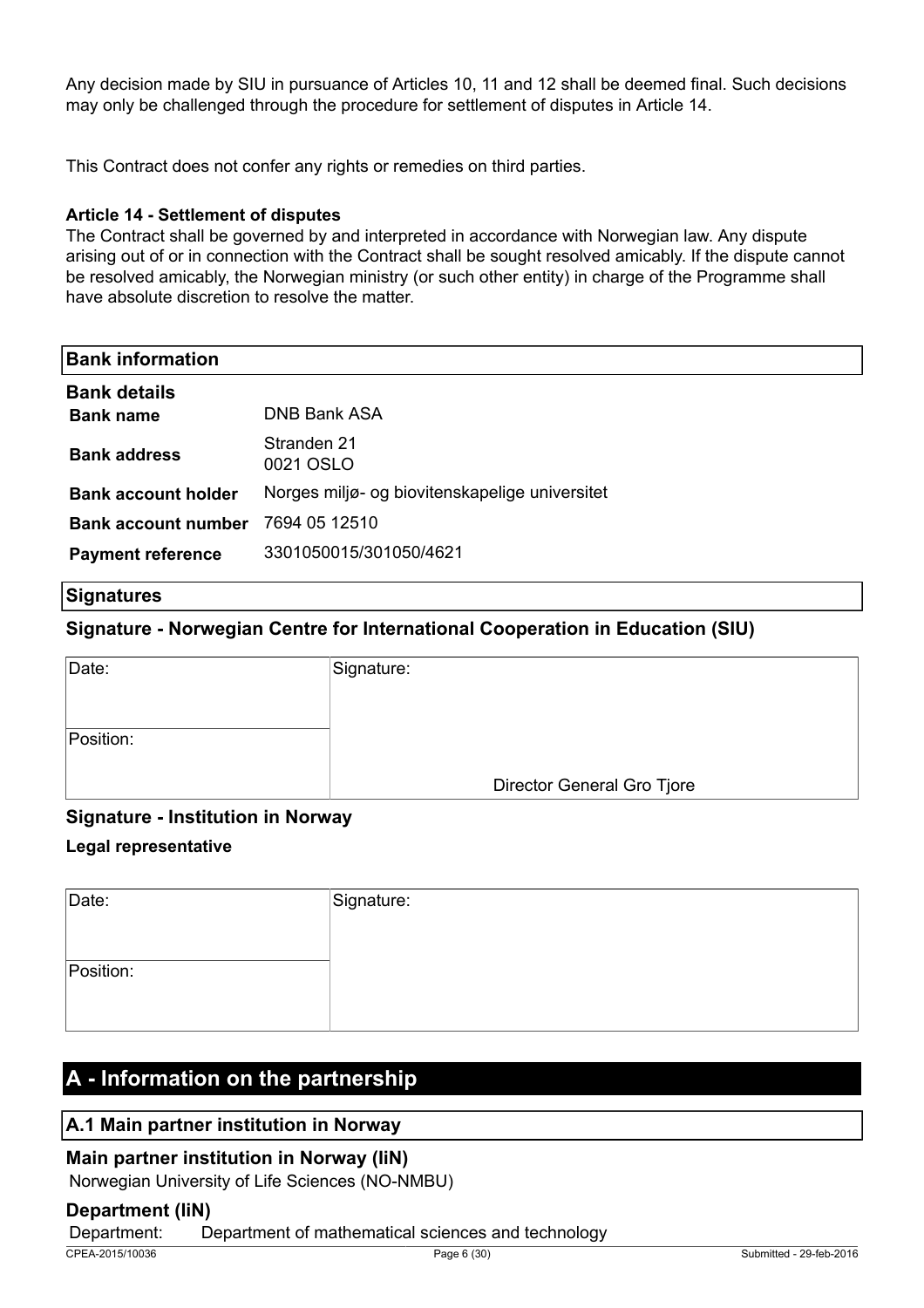Any decision made by SIU in pursuance of Articles 10, 11 and 12 shall be deemed final. Such decisions may only be challenged through the procedure for settlement of disputes in Article 14.

This Contract does not confer any rights or remedies on third parties.

**Article 14 - Settlement of disputes**

The Contract shall be governed by and interpreted in accordance with Norwegian law. Any dispute arising out of or in connection with the Contract shall be sought resolved amicably. If the dispute cannot be resolved amicably, the Norwegian ministry (or such other entity) in charge of the Programme shall have absolute discretion to resolve the matter.

## Bank information

### Bank details

| | |
|---|---|
| **Bank name** | DNB Bank ASA |
| **Bank address** | Stranden 21<br>0021 OSLO |
| **Bank account holder** | Norges miljø- og biovitenskapelige universitet |
| **Bank account number** | 7694 05 12510 |
| **Payment reference** | 3301050015/301050/4621 |

## Signatures

### Signature - Norwegian Centre for International Cooperation in Education (SIU)

| Date: | Signature: |
|---|---|
| Position: | Director General Gro Tjore |

### Signature - Institution in Norway

**Legal representative**

| Date: | Signature: |
|---|---|
| Position: | |

# A - Information on the partnership

## A.1 Main partner institution in Norway

### Main partner institution in Norway (IiN)

Norwegian University of Life Sciences (NO-NMBU)

### Department (IiN)

Department: Department of mathematical sciences and technology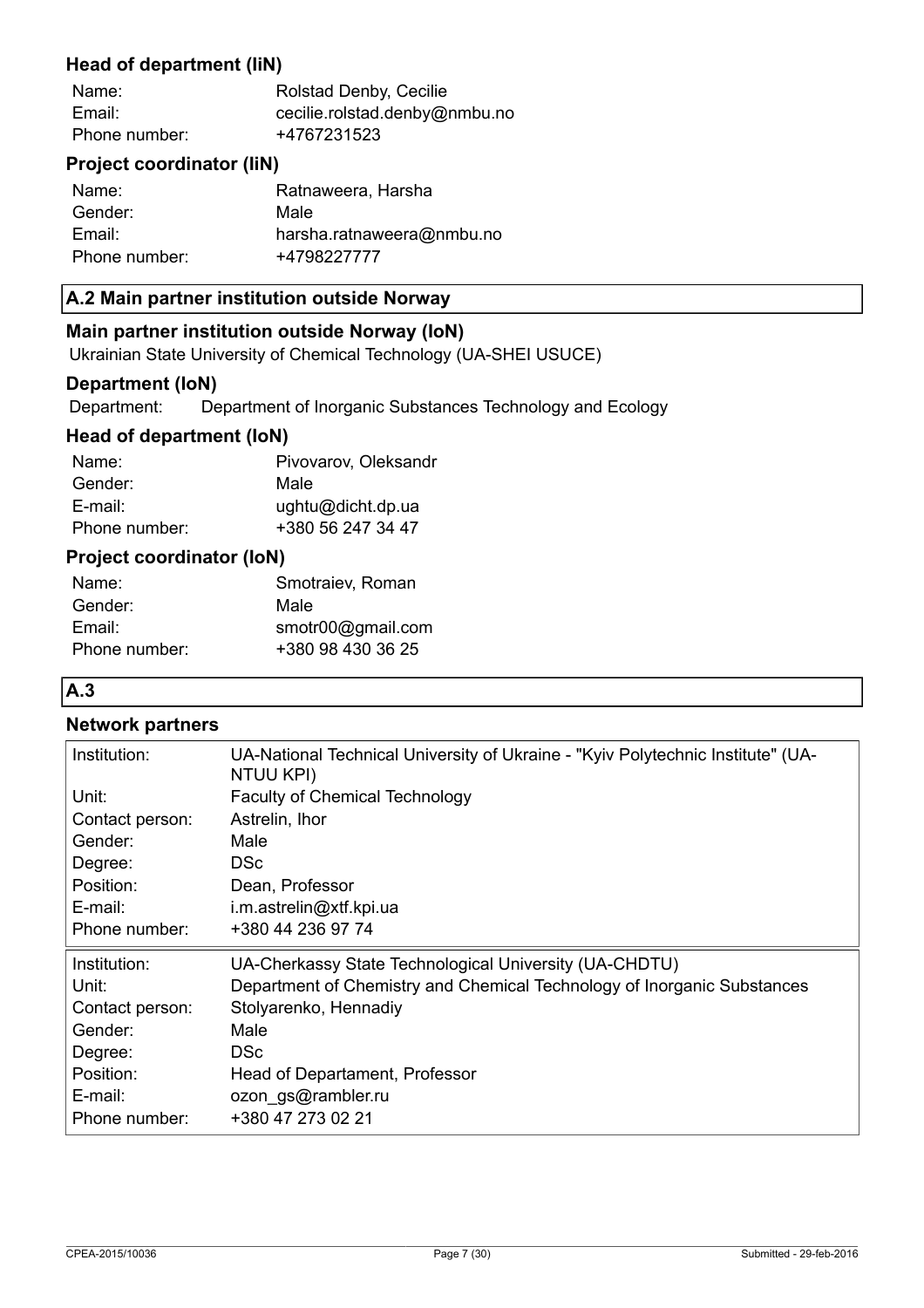### Head of department (IiN)

| | |
|---|---|
| Name: | Rolstad Denby, Cecilie |
| Email: | cecilie.rolstad.denby@nmbu.no |
| Phone number: | +4767231523 |

### Project coordinator (IiN)

| | |
|---|---|
| Name: | Ratnaweera, Harsha |
| Gender: | Male |
| Email: | harsha.ratnaweera@nmbu.no |
| Phone number: | +4798227777 |

## A.2 Main partner institution outside Norway

### Main partner institution outside Norway (IoN)

Ukrainian State University of Chemical Technology (UA-SHEI USUCE)

### Department (IoN)

Department: Department of Inorganic Substances Technology and Ecology

### Head of department (IoN)

| | |
|---|---|
| Name: | Pivovarov, Oleksandr |
| Gender: | Male |
| E-mail: | ughtu@dicht.dp.ua |
| Phone number: | +380 56 247 34 47 |

### Project coordinator (IoN)

| | |
|---|---|
| Name: | Smotraiev, Roman |
| Gender: | Male |
| Email: | smotr00@gmail.com |
| Phone number: | +380 98 430 36 25 |

## A.3

### Network partners

| | |
|---|---|
| Institution: | UA-National Technical University of Ukraine - "Kyiv Polytechnic Institute" (UA-NTUU KPI) |
| Unit: | Faculty of Chemical Technology |
| Contact person: | Astrelin, Ihor |
| Gender: | Male |
| Degree: | DSc |
| Position: | Dean, Professor |
| E-mail: | i.m.astrelin@xtf.kpi.ua |
| Phone number: | +380 44 236 97 74 |

| | |
|---|---|
| Institution: | UA-Cherkassy State Technological University (UA-CHDTU) |
| Unit: | Department of Chemistry and Chemical Technology of Inorganic Substances |
| Contact person: | Stolyarenko, Hennadiy |
| Gender: | Male |
| Degree: | DSc |
| Position: | Head of Departament, Professor |
| E-mail: | ozon_gs@rambler.ru |
| Phone number: | +380 47 273 02 21 |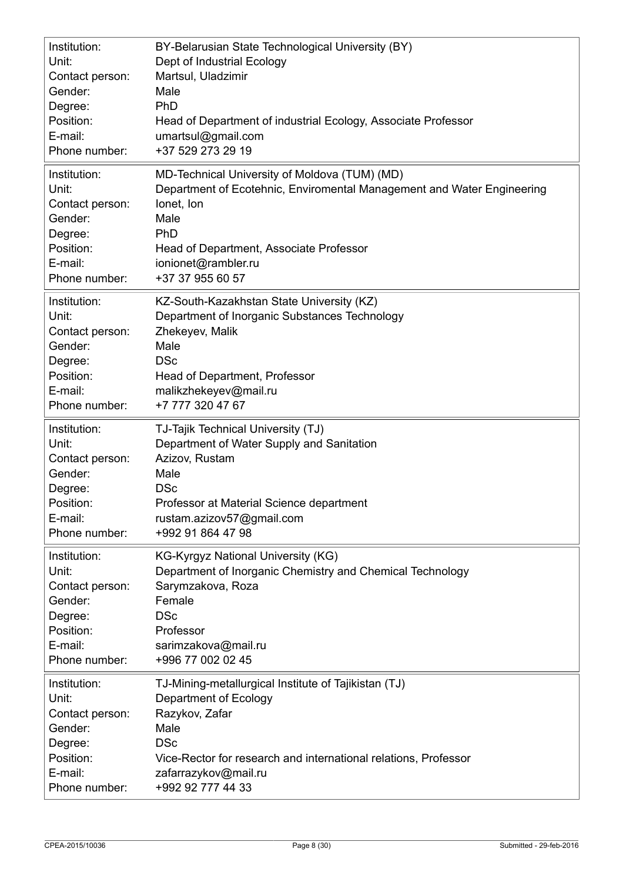| | |
|---|---|
| Institution: | BY-Belarusian State Technological University (BY) |
| Unit: | Dept of Industrial Ecology |
| Contact person: | Martsul, Uladzimir |
| Gender: | Male |
| Degree: | PhD |
| Position: | Head of Department of industrial Ecology, Associate Professor |
| E-mail: | umartsul@gmail.com |
| Phone number: | +37 529 273 29 19 |

| | |
|---|---|
| Institution: | MD-Technical University of Moldova (TUM) (MD) |
| Unit: | Department of Ecotehnic, Enviromental Management and Water Engineering |
| Contact person: | Ionet, Ion |
| Gender: | Male |
| Degree: | PhD |
| Position: | Head of Department, Associate Professor |
| E-mail: | ionionet@rambler.ru |
| Phone number: | +37 37 955 60 57 |

| | |
|---|---|
| Institution: | KZ-South-Kazakhstan State University (KZ) |
| Unit: | Department of Inorganic Substances Technology |
| Contact person: | Zhekeyev, Malik |
| Gender: | Male |
| Degree: | DSc |
| Position: | Head of Department, Professor |
| E-mail: | malikzhekeyev@mail.ru |
| Phone number: | +7 777 320 47 67 |

| | |
|---|---|
| Institution: | TJ-Tajik Technical University (TJ) |
| Unit: | Department of Water Supply and Sanitation |
| Contact person: | Azizov, Rustam |
| Gender: | Male |
| Degree: | DSc |
| Position: | Professor at Material Science department |
| E-mail: | rustam.azizov57@gmail.com |
| Phone number: | +992 91 864 47 98 |

| | |
|---|---|
| Institution: | KG-Kyrgyz National University (KG) |
| Unit: | Department of Inorganic Chemistry and Chemical Technology |
| Contact person: | Sarymzakova, Roza |
| Gender: | Female |
| Degree: | DSc |
| Position: | Professor |
| E-mail: | sarimzakova@mail.ru |
| Phone number: | +996 77 002 02 45 |

| | |
|---|---|
| Institution: | TJ-Mining-metallurgical Institute of Tajikistan (TJ) |
| Unit: | Department of Ecology |
| Contact person: | Razykov, Zafar |
| Gender: | Male |
| Degree: | DSc |
| Position: | Vice-Rector for research and international relations, Professor |
| E-mail: | zafarrazykov@mail.ru |
| Phone number: | +992 92 777 44 33 |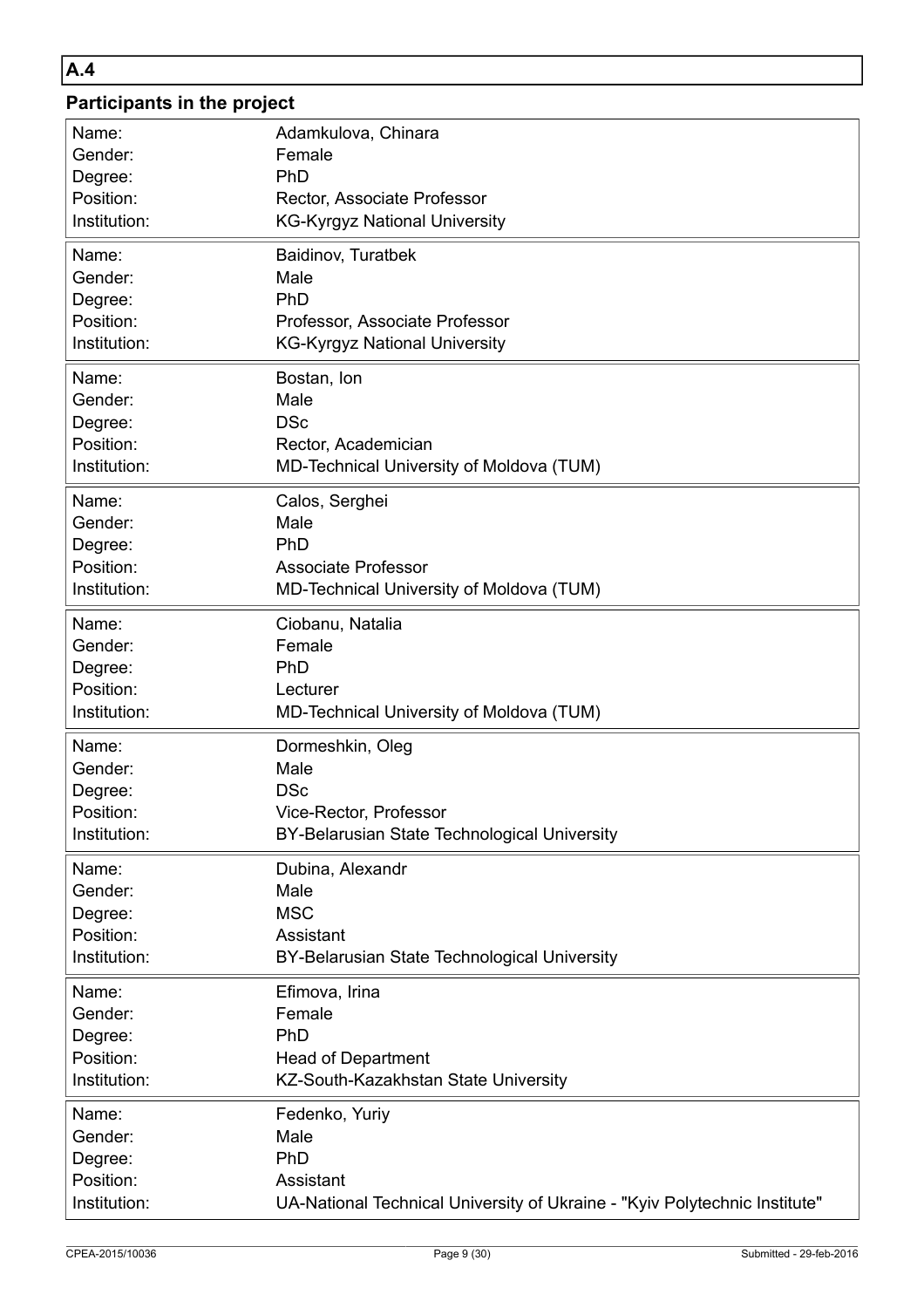## A.4

### Participants in the project

| | |
|---|---|
| Name: | Adamkulova, Chinara |
| Gender: | Female |
| Degree: | PhD |
| Position: | Rector, Associate Professor |
| Institution: | KG-Kyrgyz National University |

| | |
|---|---|
| Name: | Baidinov, Turatbek |
| Gender: | Male |
| Degree: | PhD |
| Position: | Professor, Associate Professor |
| Institution: | KG-Kyrgyz National University |

| | |
|---|---|
| Name: | Bostan, Ion |
| Gender: | Male |
| Degree: | DSc |
| Position: | Rector, Academician |
| Institution: | MD-Technical University of Moldova (TUM) |

| | |
|---|---|
| Name: | Calos, Serghei |
| Gender: | Male |
| Degree: | PhD |
| Position: | Associate Professor |
| Institution: | MD-Technical University of Moldova (TUM) |

| | |
|---|---|
| Name: | Ciobanu, Natalia |
| Gender: | Female |
| Degree: | PhD |
| Position: | Lecturer |
| Institution: | MD-Technical University of Moldova (TUM) |

| | |
|---|---|
| Name: | Dormeshkin, Oleg |
| Gender: | Male |
| Degree: | DSc |
| Position: | Vice-Rector, Professor |
| Institution: | BY-Belarusian State Technological University |

| | |
|---|---|
| Name: | Dubina, Alexandr |
| Gender: | Male |
| Degree: | MSC |
| Position: | Assistant |
| Institution: | BY-Belarusian State Technological University |

| | |
|---|---|
| Name: | Efimova, Irina |
| Gender: | Female |
| Degree: | PhD |
| Position: | Head of Department |
| Institution: | KZ-South-Kazakhstan State University |

| | |
|---|---|
| Name: | Fedenko, Yuriy |
| Gender: | Male |
| Degree: | PhD |
| Position: | Assistant |
| Institution: | UA-National Technical University of Ukraine - "Kyiv Polytechnic Institute" |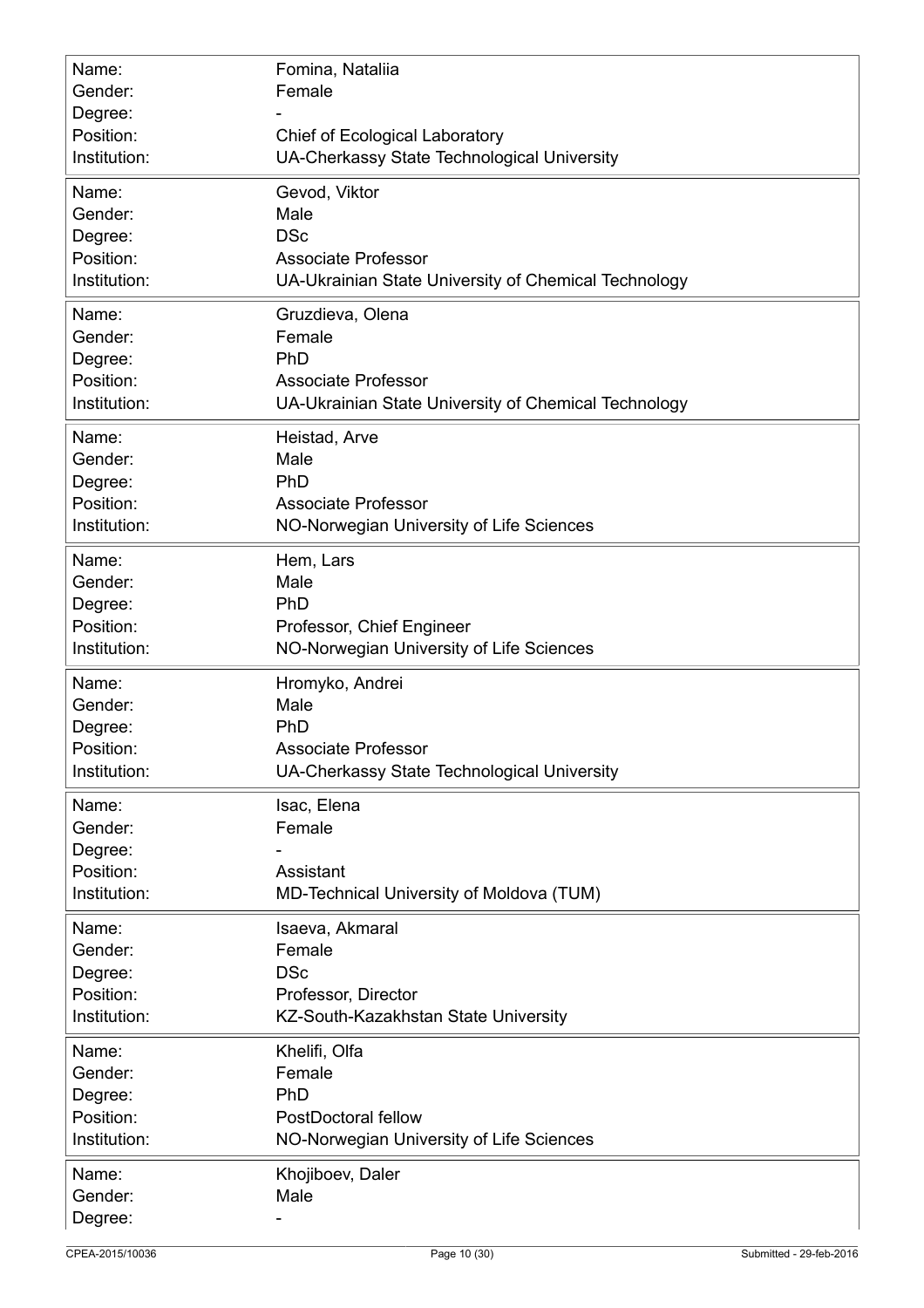| | |
|---|---|
| Name: | Fomina, Nataliia |
| Gender: | Female |
| Degree: | - |
| Position: | Chief of Ecological Laboratory |
| Institution: | UA-Cherkassy State Technological University |

| | |
|---|---|
| Name: | Gevod, Viktor |
| Gender: | Male |
| Degree: | DSc |
| Position: | Associate Professor |
| Institution: | UA-Ukrainian State University of Chemical Technology |

| | |
|---|---|
| Name: | Gruzdieva, Olena |
| Gender: | Female |
| Degree: | PhD |
| Position: | Associate Professor |
| Institution: | UA-Ukrainian State University of Chemical Technology |

| | |
|---|---|
| Name: | Heistad, Arve |
| Gender: | Male |
| Degree: | PhD |
| Position: | Associate Professor |
| Institution: | NO-Norwegian University of Life Sciences |

| | |
|---|---|
| Name: | Hem, Lars |
| Gender: | Male |
| Degree: | PhD |
| Position: | Professor, Chief Engineer |
| Institution: | NO-Norwegian University of Life Sciences |

| | |
|---|---|
| Name: | Hromyko, Andrei |
| Gender: | Male |
| Degree: | PhD |
| Position: | Associate Professor |
| Institution: | UA-Cherkassy State Technological University |

| | |
|---|---|
| Name: | Isac, Elena |
| Gender: | Female |
| Degree: | - |
| Position: | Assistant |
| Institution: | MD-Technical University of Moldova (TUM) |

| | |
|---|---|
| Name: | Isaeva, Akmaral |
| Gender: | Female |
| Degree: | DSc |
| Position: | Professor, Director |
| Institution: | KZ-South-Kazakhstan State University |

| | |
|---|---|
| Name: | Khelifi, Olfa |
| Gender: | Female |
| Degree: | PhD |
| Position: | PostDoctoral fellow |
| Institution: | NO-Norwegian University of Life Sciences |

| | |
|---|---|
| Name: | Khojiboev, Daler |
| Gender: | Male |
| Degree: | - |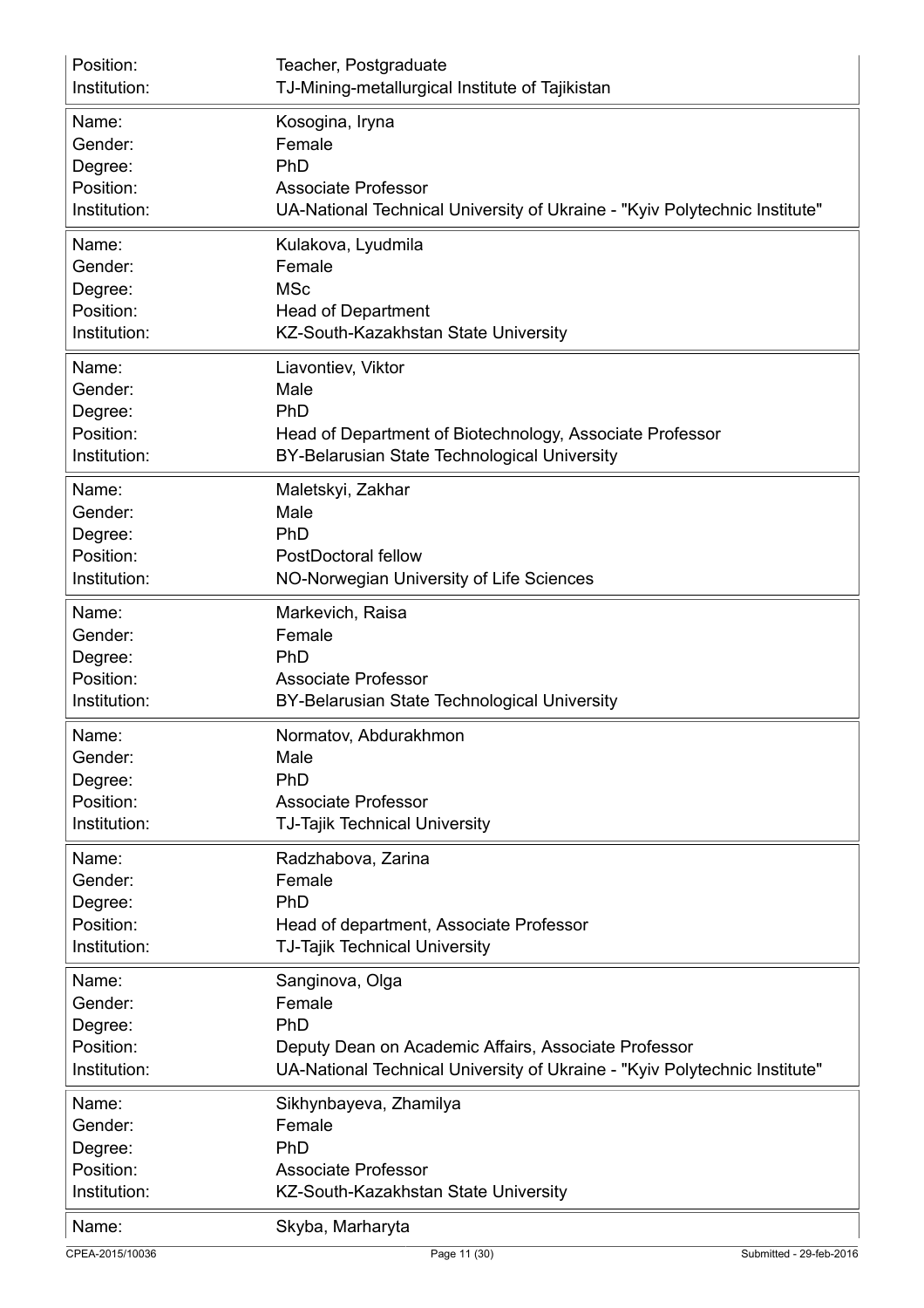| | |
|---|---|
| Position: | Teacher, Postgraduate |
| Institution: | TJ-Mining-metallurgical Institute of Tajikistan |

| | |
|---|---|
| Name: | Kosogina, Iryna |
| Gender: | Female |
| Degree: | PhD |
| Position: | Associate Professor |
| Institution: | UA-National Technical University of Ukraine - "Kyiv Polytechnic Institute" |

| | |
|---|---|
| Name: | Kulakova, Lyudmila |
| Gender: | Female |
| Degree: | MSc |
| Position: | Head of Department |
| Institution: | KZ-South-Kazakhstan State University |

| | |
|---|---|
| Name: | Liavontiev, Viktor |
| Gender: | Male |
| Degree: | PhD |
| Position: | Head of Department of Biotechnology, Associate Professor |
| Institution: | BY-Belarusian State Technological University |

| | |
|---|---|
| Name: | Maletskyi, Zakhar |
| Gender: | Male |
| Degree: | PhD |
| Position: | PostDoctoral fellow |
| Institution: | NO-Norwegian University of Life Sciences |

| | |
|---|---|
| Name: | Markevich, Raisa |
| Gender: | Female |
| Degree: | PhD |
| Position: | Associate Professor |
| Institution: | BY-Belarusian State Technological University |

| | |
|---|---|
| Name: | Normatov, Abdurakhmon |
| Gender: | Male |
| Degree: | PhD |
| Position: | Associate Professor |
| Institution: | TJ-Tajik Technical University |

| | |
|---|---|
| Name: | Radzhabova, Zarina |
| Gender: | Female |
| Degree: | PhD |
| Position: | Head of department, Associate Professor |
| Institution: | TJ-Tajik Technical University |

| | |
|---|---|
| Name: | Sanginova, Olga |
| Gender: | Female |
| Degree: | PhD |
| Position: | Deputy Dean on Academic Affairs, Associate Professor |
| Institution: | UA-National Technical University of Ukraine - "Kyiv Polytechnic Institute" |

| | |
|---|---|
| Name: | Sikhynbayeva, Zhamilya |
| Gender: | Female |
| Degree: | PhD |
| Position: | Associate Professor |
| Institution: | KZ-South-Kazakhstan State University |

| | |
|---|---|
| Name: | Skyba, Marharyta |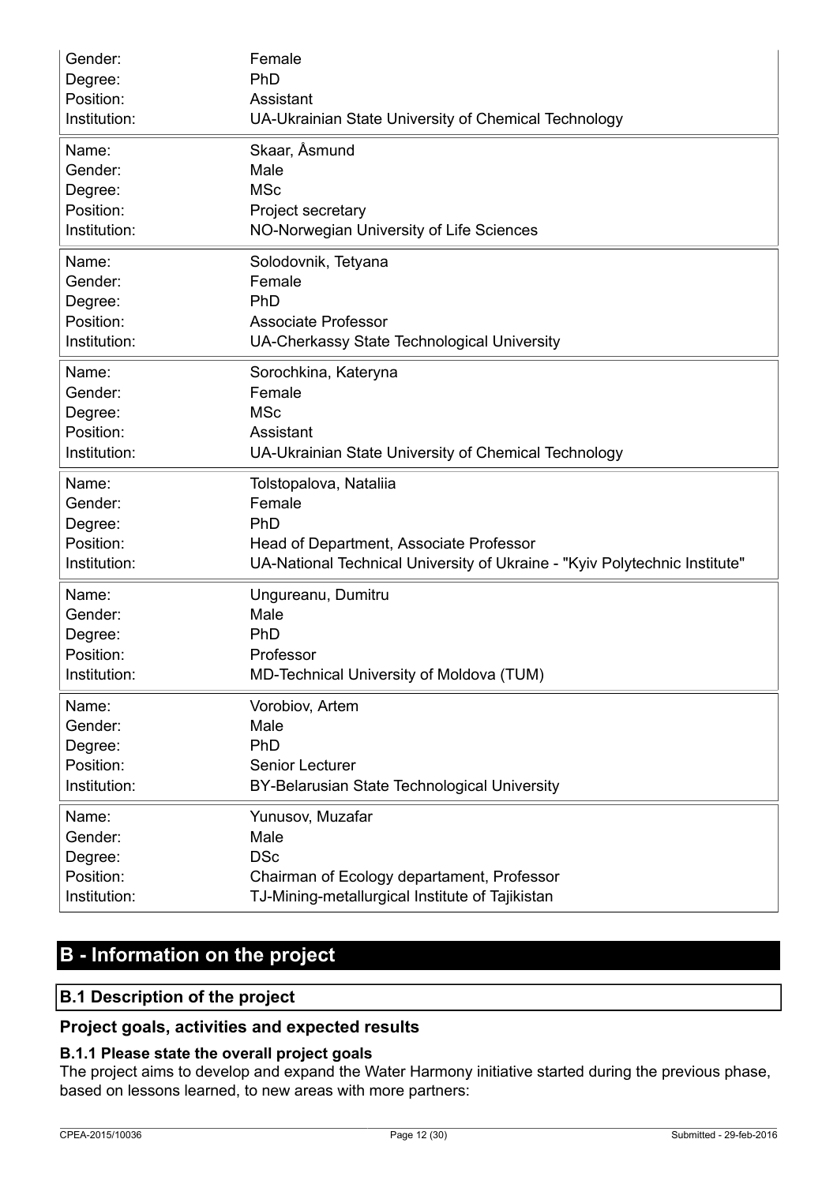| | |
|---|---|
| Gender: | Female |
| Degree: | PhD |
| Position: | Assistant |
| Institution: | UA-Ukrainian State University of Chemical Technology |

| | |
|---|---|
| Name: | Skaar, Åsmund |
| Gender: | Male |
| Degree: | MSc |
| Position: | Project secretary |
| Institution: | NO-Norwegian University of Life Sciences |

| | |
|---|---|
| Name: | Solodovnik, Tetyana |
| Gender: | Female |
| Degree: | PhD |
| Position: | Associate Professor |
| Institution: | UA-Cherkassy State Technological University |

| | |
|---|---|
| Name: | Sorochkina, Kateryna |
| Gender: | Female |
| Degree: | MSc |
| Position: | Assistant |
| Institution: | UA-Ukrainian State University of Chemical Technology |

| | |
|---|---|
| Name: | Tolstopalova, Nataliia |
| Gender: | Female |
| Degree: | PhD |
| Position: | Head of Department, Associate Professor |
| Institution: | UA-National Technical University of Ukraine - "Kyiv Polytechnic Institute" |

| | |
|---|---|
| Name: | Ungureanu, Dumitru |
| Gender: | Male |
| Degree: | PhD |
| Position: | Professor |
| Institution: | MD-Technical University of Moldova (TUM) |

| | |
|---|---|
| Name: | Vorobiov, Artem |
| Gender: | Male |
| Degree: | PhD |
| Position: | Senior Lecturer |
| Institution: | BY-Belarusian State Technological University |

| | |
|---|---|
| Name: | Yunusov, Muzafar |
| Gender: | Male |
| Degree: | DSc |
| Position: | Chairman of Ecology departament, Professor |
| Institution: | TJ-Mining-metallurgical Institute of Tajikistan |

# B - Information on the project

## B.1 Description of the project

### Project goals, activities and expected results

#### B.1.1 Please state the overall project goals

The project aims to develop and expand the Water Harmony initiative started during the previous phase, based on lessons learned, to new areas with more partners: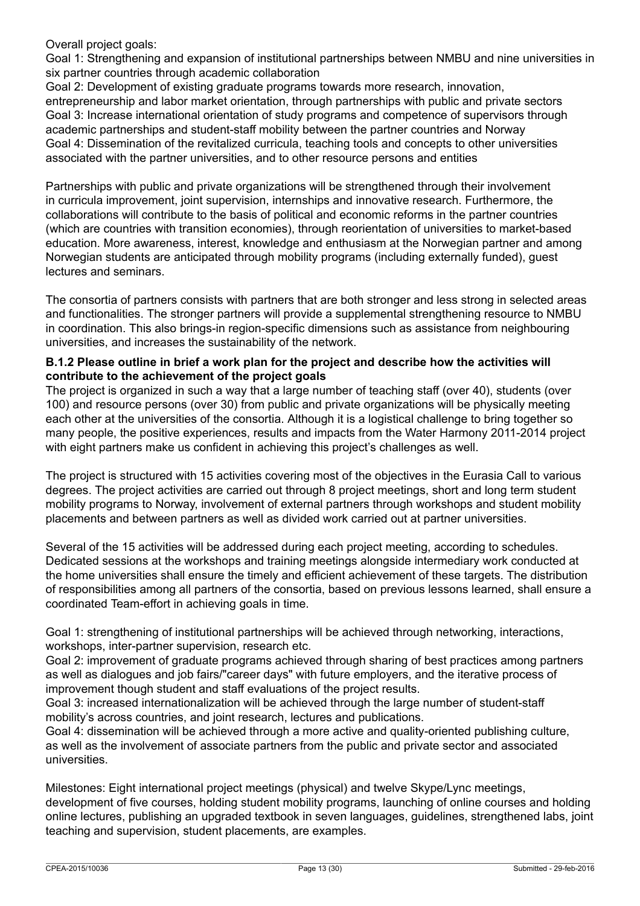Overall project goals:

Goal 1: Strengthening and expansion of institutional partnerships between NMBU and nine universities in six partner countries through academic collaboration

Goal 2: Development of existing graduate programs towards more research, innovation, entrepreneurship and labor market orientation, through partnerships with public and private sectors

Goal 3: Increase international orientation of study programs and competence of supervisors through academic partnerships and student-staff mobility between the partner countries and Norway

Goal 4: Dissemination of the revitalized curricula, teaching tools and concepts to other universities associated with the partner universities, and to other resource persons and entities

Partnerships with public and private organizations will be strengthened through their involvement in curricula improvement, joint supervision, internships and innovative research. Furthermore, the collaborations will contribute to the basis of political and economic reforms in the partner countries (which are countries with transition economies), through reorientation of universities to market-based education. More awareness, interest, knowledge and enthusiasm at the Norwegian partner and among Norwegian students are anticipated through mobility programs (including externally funded), guest lectures and seminars.

The consortia of partners consists with partners that are both stronger and less strong in selected areas and functionalities. The stronger partners will provide a supplemental strengthening resource to NMBU in coordination. This also brings-in region-specific dimensions such as assistance from neighbouring universities, and increases the sustainability of the network.

**B.1.2 Please outline in brief a work plan for the project and describe how the activities will contribute to the achievement of the project goals**

The project is organized in such a way that a large number of teaching staff (over 40), students (over 100) and resource persons (over 30) from public and private organizations will be physically meeting each other at the universities of the consortia. Although it is a logistical challenge to bring together so many people, the positive experiences, results and impacts from the Water Harmony 2011-2014 project with eight partners make us confident in achieving this project's challenges as well.

The project is structured with 15 activities covering most of the objectives in the Eurasia Call to various degrees. The project activities are carried out through 8 project meetings, short and long term student mobility programs to Norway, involvement of external partners through workshops and student mobility placements and between partners as well as divided work carried out at partner universities.

Several of the 15 activities will be addressed during each project meeting, according to schedules. Dedicated sessions at the workshops and training meetings alongside intermediary work conducted at the home universities shall ensure the timely and efficient achievement of these targets. The distribution of responsibilities among all partners of the consortia, based on previous lessons learned, shall ensure a coordinated Team-effort in achieving goals in time.

Goal 1: strengthening of institutional partnerships will be achieved through networking, interactions, workshops, inter-partner supervision, research etc.

Goal 2: improvement of graduate programs achieved through sharing of best practices among partners as well as dialogues and job fairs/"career days" with future employers, and the iterative process of improvement though student and staff evaluations of the project results.

Goal 3: increased internationalization will be achieved through the large number of student-staff mobility's across countries, and joint research, lectures and publications.

Goal 4: dissemination will be achieved through a more active and quality-oriented publishing culture, as well as the involvement of associate partners from the public and private sector and associated universities.

Milestones: Eight international project meetings (physical) and twelve Skype/Lync meetings, development of five courses, holding student mobility programs, launching of online courses and holding online lectures, publishing an upgraded textbook in seven languages, guidelines, strengthened labs, joint teaching and supervision, student placements, are examples.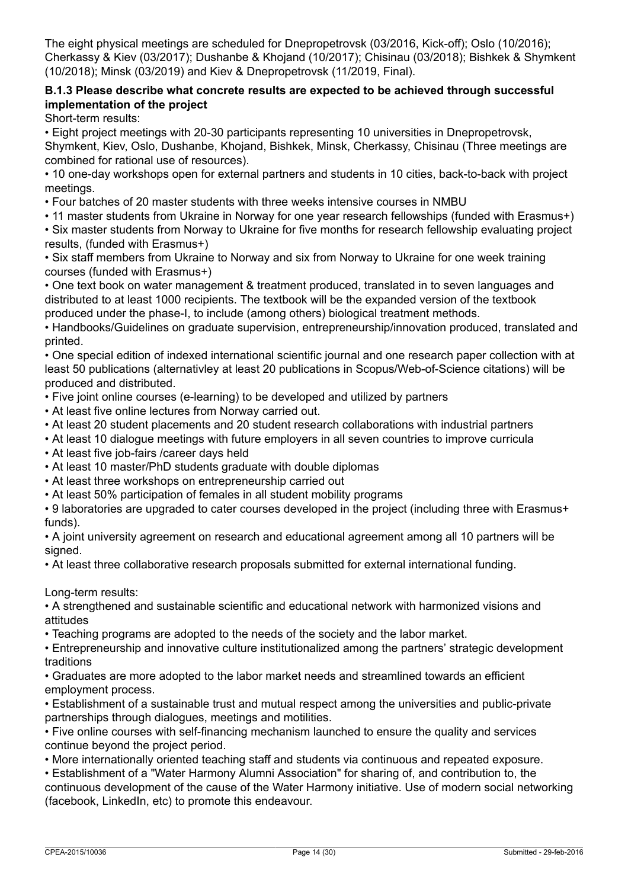The eight physical meetings are scheduled for Dnepropetrovsk (03/2016, Kick-off); Oslo (10/2016); Cherkassy & Kiev (03/2017); Dushanbe & Khojand (10/2017); Chisinau (03/2018); Bishkek & Shymkent (10/2018); Minsk (03/2019) and Kiev & Dnepropetrovsk (11/2019, Final).

### B.1.3 Please describe what concrete results are expected to be achieved through successful implementation of the project

Short-term results:

- Eight project meetings with 20-30 participants representing 10 universities in Dnepropetrovsk, Shymkent, Kiev, Oslo, Dushanbe, Khojand, Bishkek, Minsk, Cherkassy, Chisinau (Three meetings are combined for rational use of resources).
- 10 one-day workshops open for external partners and students in 10 cities, back-to-back with project meetings.
- Four batches of 20 master students with three weeks intensive courses in NMBU
- 11 master students from Ukraine in Norway for one year research fellowships (funded with Erasmus+)
- Six master students from Norway to Ukraine for five months for research fellowship evaluating project results, (funded with Erasmus+)
- Six staff members from Ukraine to Norway and six from Norway to Ukraine for one week training courses (funded with Erasmus+)
- One text book on water management & treatment produced, translated in to seven languages and distributed to at least 1000 recipients. The textbook will be the expanded version of the textbook produced under the phase-I, to include (among others) biological treatment methods.
- Handbooks/Guidelines on graduate supervision, entrepreneurship/innovation produced, translated and printed.
- One special edition of indexed international scientific journal and one research paper collection with at least 50 publications (alternativley at least 20 publications in Scopus/Web-of-Science citations) will be produced and distributed.
- Five joint online courses (e-learning) to be developed and utilized by partners
- At least five online lectures from Norway carried out.
- At least 20 student placements and 20 student research collaborations with industrial partners
- At least 10 dialogue meetings with future employers in all seven countries to improve curricula
- At least five job-fairs /career days held
- At least 10 master/PhD students graduate with double diplomas
- At least three workshops on entrepreneurship carried out
- At least 50% participation of females in all student mobility programs
- 9 laboratories are upgraded to cater courses developed in the project (including three with Erasmus+ funds).
- A joint university agreement on research and educational agreement among all 10 partners will be signed.
- At least three collaborative research proposals submitted for external international funding.

Long-term results:

- A strengthened and sustainable scientific and educational network with harmonized visions and attitudes
- Teaching programs are adopted to the needs of the society and the labor market.
- Entrepreneurship and innovative culture institutionalized among the partners' strategic development traditions
- Graduates are more adopted to the labor market needs and streamlined towards an efficient employment process.
- Establishment of a sustainable trust and mutual respect among the universities and public-private partnerships through dialogues, meetings and motilities.
- Five online courses with self-financing mechanism launched to ensure the quality and services continue beyond the project period.
- More internationally oriented teaching staff and students via continuous and repeated exposure.
- Establishment of a "Water Harmony Alumni Association" for sharing of, and contribution to, the continuous development of the cause of the Water Harmony initiative. Use of modern social networking (facebook, LinkedIn, etc) to promote this endeavour.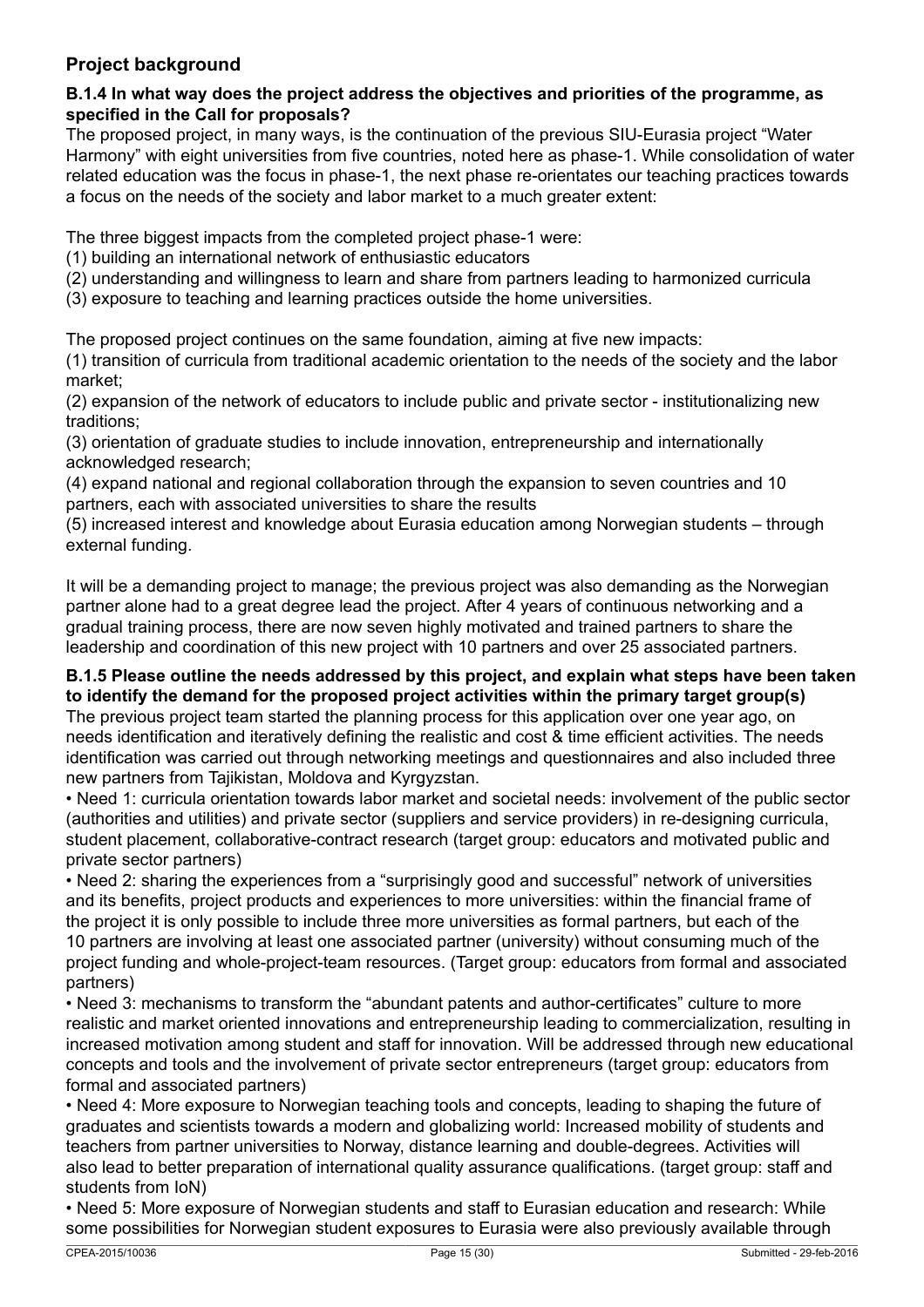## Project background

**B.1.4 In what way does the project address the objectives and priorities of the programme, as specified in the Call for proposals?**

The proposed project, in many ways, is the continuation of the previous SIU-Eurasia project "Water Harmony" with eight universities from five countries, noted here as phase-1. While consolidation of water related education was the focus in phase-1, the next phase re-orientates our teaching practices towards a focus on the needs of the society and labor market to a much greater extent:

The three biggest impacts from the completed project phase-1 were:

(1) building an international network of enthusiastic educators

(2) understanding and willingness to learn and share from partners leading to harmonized curricula

(3) exposure to teaching and learning practices outside the home universities.

The proposed project continues on the same foundation, aiming at five new impacts:

(1) transition of curricula from traditional academic orientation to the needs of the society and the labor market;

(2) expansion of the network of educators to include public and private sector - institutionalizing new traditions;

(3) orientation of graduate studies to include innovation, entrepreneurship and internationally acknowledged research;

(4) expand national and regional collaboration through the expansion to seven countries and 10 partners, each with associated universities to share the results

(5) increased interest and knowledge about Eurasia education among Norwegian students – through external funding.

It will be a demanding project to manage; the previous project was also demanding as the Norwegian partner alone had to a great degree lead the project. After 4 years of continuous networking and a gradual training process, there are now seven highly motivated and trained partners to share the leadership and coordination of this new project with 10 partners and over 25 associated partners.

**B.1.5 Please outline the needs addressed by this project, and explain what steps have been taken to identify the demand for the proposed project activities within the primary target group(s)**

The previous project team started the planning process for this application over one year ago, on needs identification and iteratively defining the realistic and cost & time efficient activities. The needs identification was carried out through networking meetings and questionnaires and also included three new partners from Tajikistan, Moldova and Kyrgyzstan.

- Need 1: curricula orientation towards labor market and societal needs: involvement of the public sector (authorities and utilities) and private sector (suppliers and service providers) in re-designing curricula, student placement, collaborative-contract research (target group: educators and motivated public and private sector partners)
- Need 2: sharing the experiences from a "surprisingly good and successful" network of universities and its benefits, project products and experiences to more universities: within the financial frame of the project it is only possible to include three more universities as formal partners, but each of the 10 partners are involving at least one associated partner (university) without consuming much of the project funding and whole-project-team resources. (Target group: educators from formal and associated partners)
- Need 3: mechanisms to transform the "abundant patents and author-certificates" culture to more realistic and market oriented innovations and entrepreneurship leading to commercialization, resulting in increased motivation among student and staff for innovation. Will be addressed through new educational concepts and tools and the involvement of private sector entrepreneurs (target group: educators from formal and associated partners)
- Need 4: More exposure to Norwegian teaching tools and concepts, leading to shaping the future of graduates and scientists towards a modern and globalizing world: Increased mobility of students and teachers from partner universities to Norway, distance learning and double-degrees. Activities will also lead to better preparation of international quality assurance qualifications. (target group: staff and students from IoN)
- Need 5: More exposure of Norwegian students and staff to Eurasian education and research: While some possibilities for Norwegian student exposures to Eurasia were also previously available through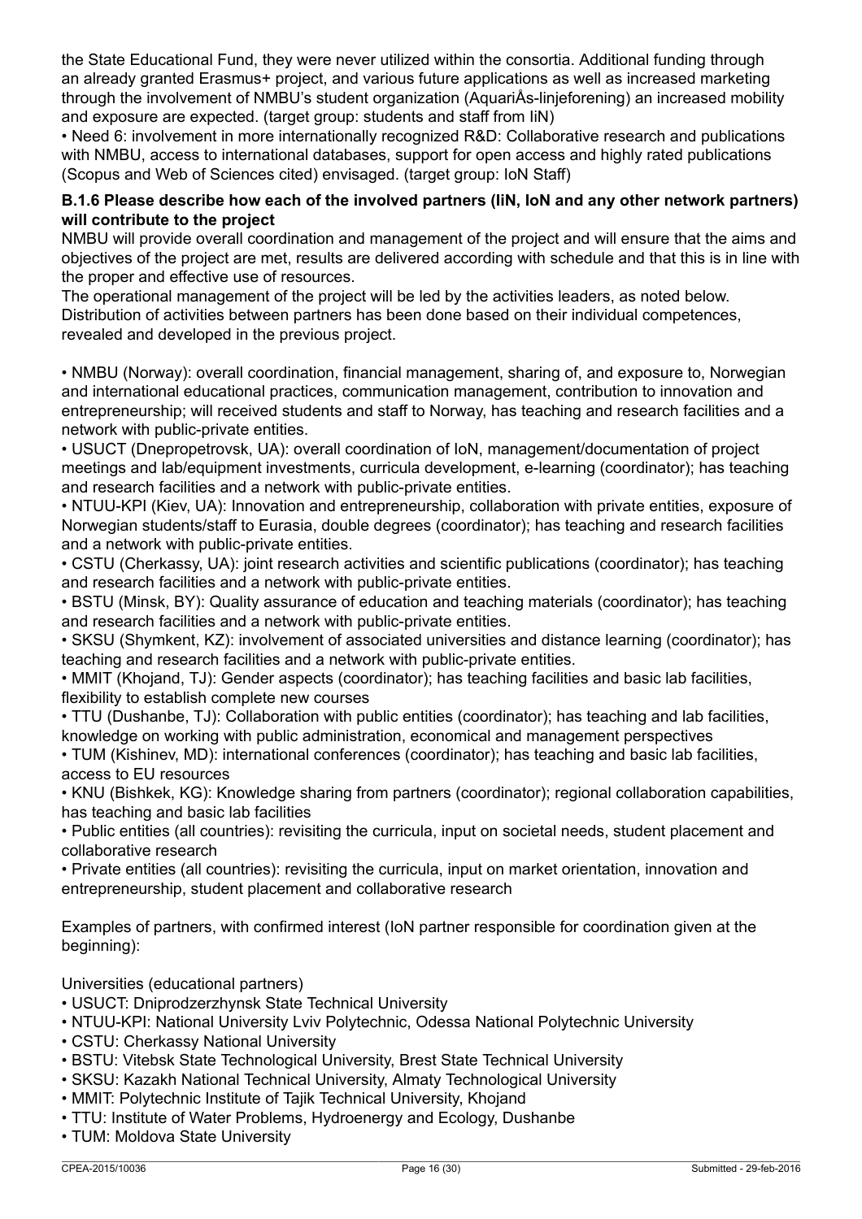the State Educational Fund, they were never utilized within the consortia. Additional funding through an already granted Erasmus+ project, and various future applications as well as increased marketing through the involvement of NMBU's student organization (AquariÅs-linjeforening) an increased mobility and exposure are expected. (target group: students and staff from IiN)

• Need 6: involvement in more internationally recognized R&D: Collaborative research and publications with NMBU, access to international databases, support for open access and highly rated publications (Scopus and Web of Sciences cited) envisaged. (target group: IoN Staff)

**B.1.6 Please describe how each of the involved partners (IiN, IoN and any other network partners) will contribute to the project**

NMBU will provide overall coordination and management of the project and will ensure that the aims and objectives of the project are met, results are delivered according with schedule and that this is in line with the proper and effective use of resources.

The operational management of the project will be led by the activities leaders, as noted below. Distribution of activities between partners has been done based on their individual competences, revealed and developed in the previous project.

• NMBU (Norway): overall coordination, financial management, sharing of, and exposure to, Norwegian and international educational practices, communication management, contribution to innovation and entrepreneurship; will received students and staff to Norway, has teaching and research facilities and a network with public-private entities.
• USUCT (Dnepropetrovsk, UA): overall coordination of IoN, management/documentation of project meetings and lab/equipment investments, curricula development, e-learning (coordinator); has teaching and research facilities and a network with public-private entities.
• NTUU-KPI (Kiev, UA): Innovation and entrepreneurship, collaboration with private entities, exposure of Norwegian students/staff to Eurasia, double degrees (coordinator); has teaching and research facilities and a network with public-private entities.
• CSTU (Cherkassy, UA): joint research activities and scientific publications (coordinator); has teaching and research facilities and a network with public-private entities.
• BSTU (Minsk, BY): Quality assurance of education and teaching materials (coordinator); has teaching and research facilities and a network with public-private entities.
• SKSU (Shymkent, KZ): involvement of associated universities and distance learning (coordinator); has teaching and research facilities and a network with public-private entities.
• MMIT (Khojand, TJ): Gender aspects (coordinator); has teaching facilities and basic lab facilities, flexibility to establish complete new courses
• TTU (Dushanbe, TJ): Collaboration with public entities (coordinator); has teaching and lab facilities, knowledge on working with public administration, economical and management perspectives
• TUM (Kishinev, MD): international conferences (coordinator); has teaching and basic lab facilities, access to EU resources
• KNU (Bishkek, KG): Knowledge sharing from partners (coordinator); regional collaboration capabilities, has teaching and basic lab facilities
• Public entities (all countries): revisiting the curricula, input on societal needs, student placement and collaborative research
• Private entities (all countries): revisiting the curricula, input on market orientation, innovation and entrepreneurship, student placement and collaborative research

Examples of partners, with confirmed interest (IoN partner responsible for coordination given at the beginning):

Universities (educational partners)
• USUCT: Dniprodzerzhynsk State Technical University
• NTUU-KPI: National University Lviv Polytechnic, Odessa National Polytechnic University
• CSTU: Cherkassy National University
• BSTU: Vitebsk State Technological University, Brest State Technical University
• SKSU: Kazakh National Technical University, Almaty Technological University
• MMIT: Polytechnic Institute of Tajik Technical University, Khojand
• TTU: Institute of Water Problems, Hydroenergy and Ecology, Dushanbe
• TUM: Moldova State University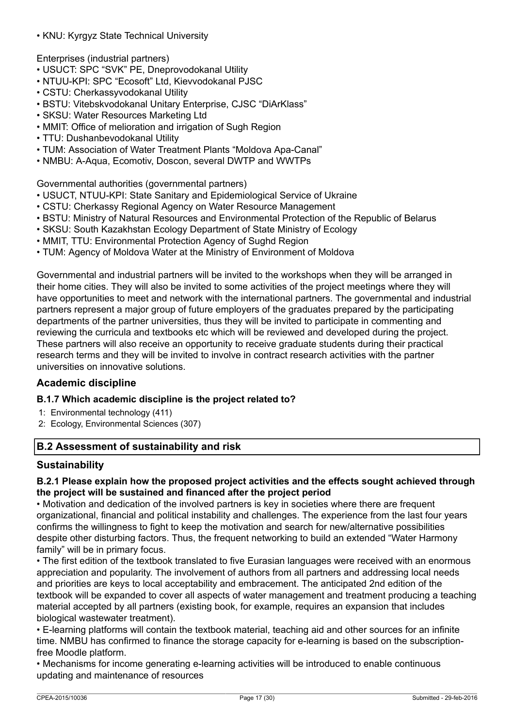• KNU: Kyrgyz State Technical University

Enterprises (industrial partners)

- USUCT: SPC “SVK” PE, Dneprovodokanal Utility
- NTUU-KPI: SPC “Ecosoft” Ltd, Kievvodokanal PJSC
- CSTU: Cherkassyvodokanal Utility
- BSTU: Vitebskvodokanal Unitary Enterprise, CJSC “DiArKlass”
- SKSU: Water Resources Marketing Ltd
- MMIT: Office of melioration and irrigation of Sugh Region
- TTU: Dushanbevodokanal Utility
- TUM: Association of Water Treatment Plants “Moldova Apa-Canal”
- NMBU: A-Aqua, Ecomotiv, Doscon, several DWTP and WWTPs

Governmental authorities (governmental partners)

- USUCT, NTUU-KPI: State Sanitary and Epidemiological Service of Ukraine
- CSTU: Cherkassy Regional Agency on Water Resource Management
- BSTU: Ministry of Natural Resources and Environmental Protection of the Republic of Belarus
- SKSU: South Kazakhstan Ecology Department of State Ministry of Ecology
- MMIT, TTU: Environmental Protection Agency of Sughd Region
- TUM: Agency of Moldova Water at the Ministry of Environment of Moldova

Governmental and industrial partners will be invited to the workshops when they will be arranged in their home cities. They will also be invited to some activities of the project meetings where they will have opportunities to meet and network with the international partners. The governmental and industrial partners represent a major group of future employers of the graduates prepared by the participating departments of the partner universities, thus they will be invited to participate in commenting and reviewing the curricula and textbooks etc which will be reviewed and developed during the project. These partners will also receive an opportunity to receive graduate students during their practical research terms and they will be invited to involve in contract research activities with the partner universities on innovative solutions.

## Academic discipline

### B.1.7 Which academic discipline is the project related to?

1: Environmental technology (411)
2: Ecology, Environmental Sciences (307)

## B.2 Assessment of sustainability and risk

## Sustainability

### B.2.1 Please explain how the proposed project activities and the effects sought achieved through the project will be sustained and financed after the project period

- Motivation and dedication of the involved partners is key in societies where there are frequent organizational, financial and political instability and challenges. The experience from the last four years confirms the willingness to fight to keep the motivation and search for new/alternative possibilities despite other disturbing factors. Thus, the frequent networking to build an extended “Water Harmony family” will be in primary focus.
- The first edition of the textbook translated to five Eurasian languages were received with an enormous appreciation and popularity. The involvement of authors from all partners and addressing local needs and priorities are keys to local acceptability and embracement. The anticipated 2nd edition of the textbook will be expanded to cover all aspects of water management and treatment producing a teaching material accepted by all partners (existing book, for example, requires an expansion that includes biological wastewater treatment).
- E-learning platforms will contain the textbook material, teaching aid and other sources for an infinite time. NMBU has confirmed to finance the storage capacity for e-learning is based on the subscription-free Moodle platform.
- Mechanisms for income generating e-learning activities will be introduced to enable continuous updating and maintenance of resources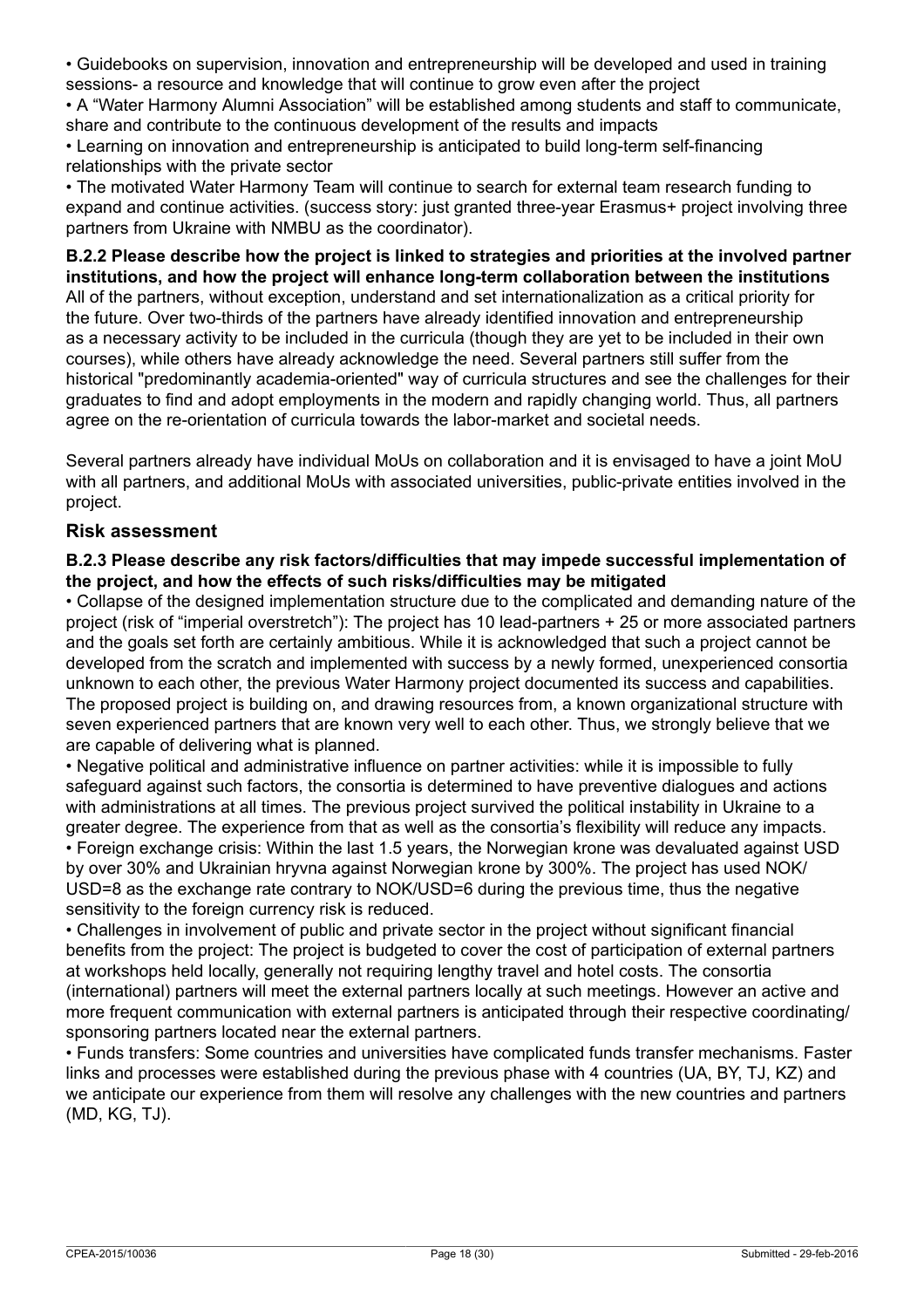- Guidebooks on supervision, innovation and entrepreneurship will be developed and used in training sessions- a resource and knowledge that will continue to grow even after the project
- A "Water Harmony Alumni Association" will be established among students and staff to communicate, share and contribute to the continuous development of the results and impacts
- Learning on innovation and entrepreneurship is anticipated to build long-term self-financing relationships with the private sector
- The motivated Water Harmony Team will continue to search for external team research funding to expand and continue activities. (success story: just granted three-year Erasmus+ project involving three partners from Ukraine with NMBU as the coordinator).

**B.2.2 Please describe how the project is linked to strategies and priorities at the involved partner institutions, and how the project will enhance long-term collaboration between the institutions**

All of the partners, without exception, understand and set internationalization as a critical priority for the future. Over two-thirds of the partners have already identified innovation and entrepreneurship as a necessary activity to be included in the curricula (though they are yet to be included in their own courses), while others have already acknowledge the need. Several partners still suffer from the historical "predominantly academia-oriented" way of curricula structures and see the challenges for their graduates to find and adopt employments in the modern and rapidly changing world. Thus, all partners agree on the re-orientation of curricula towards the labor-market and societal needs.

Several partners already have individual MoUs on collaboration and it is envisaged to have a joint MoU with all partners, and additional MoUs with associated universities, public-private entities involved in the project.

## Risk assessment

**B.2.3 Please describe any risk factors/difficulties that may impede successful implementation of the project, and how the effects of such risks/difficulties may be mitigated**

- Collapse of the designed implementation structure due to the complicated and demanding nature of the project (risk of "imperial overstretch"): The project has 10 lead-partners + 25 or more associated partners and the goals set forth are certainly ambitious. While it is acknowledged that such a project cannot be developed from the scratch and implemented with success by a newly formed, unexperienced consortia unknown to each other, the previous Water Harmony project documented its success and capabilities. The proposed project is building on, and drawing resources from, a known organizational structure with seven experienced partners that are known very well to each other. Thus, we strongly believe that we are capable of delivering what is planned.
- Negative political and administrative influence on partner activities: while it is impossible to fully safeguard against such factors, the consortia is determined to have preventive dialogues and actions with administrations at all times. The previous project survived the political instability in Ukraine to a greater degree. The experience from that as well as the consortia's flexibility will reduce any impacts.
- Foreign exchange crisis: Within the last 1.5 years, the Norwegian krone was devaluated against USD by over 30% and Ukrainian hryvna against Norwegian krone by 300%. The project has used NOK/USD=8 as the exchange rate contrary to NOK/USD=6 during the previous time, thus the negative sensitivity to the foreign currency risk is reduced.
- Challenges in involvement of public and private sector in the project without significant financial benefits from the project: The project is budgeted to cover the cost of participation of external partners at workshops held locally, generally not requiring lengthy travel and hotel costs. The consortia (international) partners will meet the external partners locally at such meetings. However an active and more frequent communication with external partners is anticipated through their respective coordinating/ sponsoring partners located near the external partners.
- Funds transfers: Some countries and universities have complicated funds transfer mechanisms. Faster links and processes were established during the previous phase with 4 countries (UA, BY, TJ, KZ) and we anticipate our experience from them will resolve any challenges with the new countries and partners (MD, KG, TJ).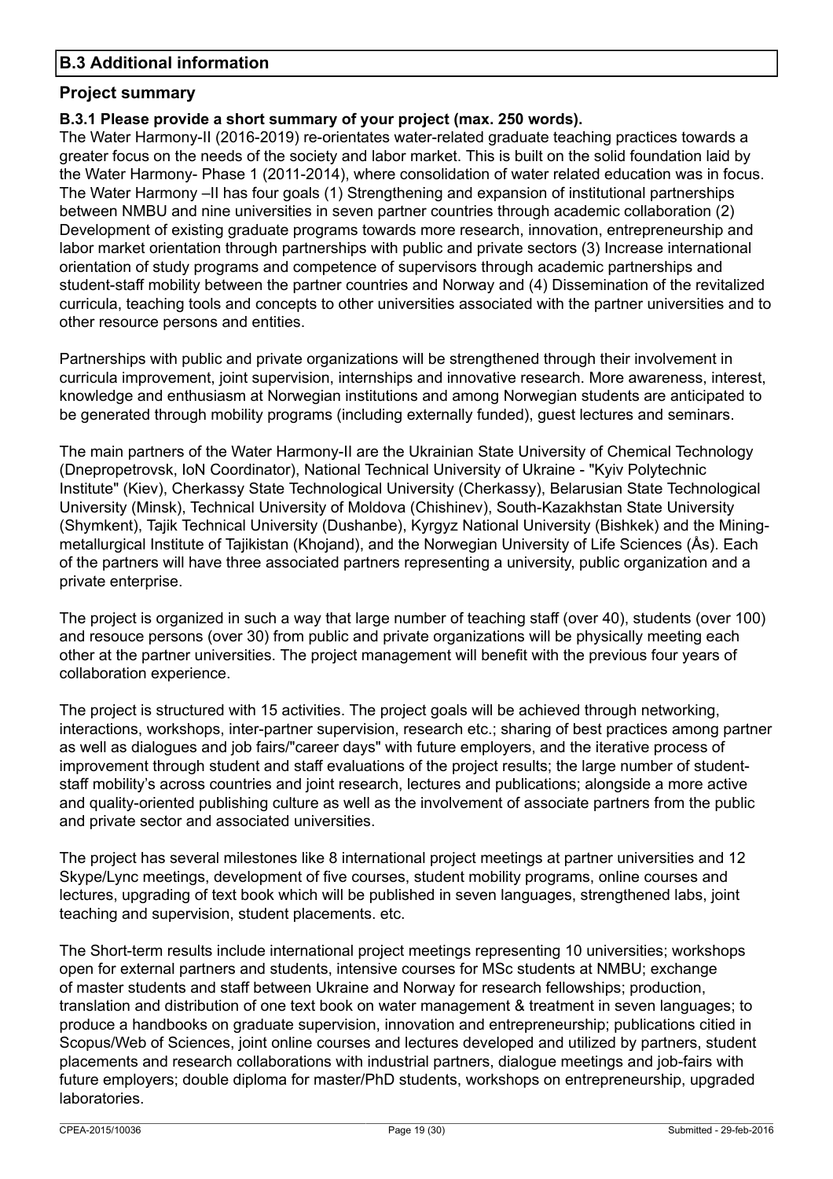## B.3 Additional information

### Project summary

**B.3.1 Please provide a short summary of your project (max. 250 words).**

The Water Harmony-II (2016-2019) re-orientates water-related graduate teaching practices towards a greater focus on the needs of the society and labor market. This is built on the solid foundation laid by the Water Harmony- Phase 1 (2011-2014), where consolidation of water related education was in focus. The Water Harmony –II has four goals (1) Strengthening and expansion of institutional partnerships between NMBU and nine universities in seven partner countries through academic collaboration (2) Development of existing graduate programs towards more research, innovation, entrepreneurship and labor market orientation through partnerships with public and private sectors (3) Increase international orientation of study programs and competence of supervisors through academic partnerships and student-staff mobility between the partner countries and Norway and (4) Dissemination of the revitalized curricula, teaching tools and concepts to other universities associated with the partner universities and to other resource persons and entities.

Partnerships with public and private organizations will be strengthened through their involvement in curricula improvement, joint supervision, internships and innovative research. More awareness, interest, knowledge and enthusiasm at Norwegian institutions and among Norwegian students are anticipated to be generated through mobility programs (including externally funded), guest lectures and seminars.

The main partners of the Water Harmony-II are the Ukrainian State University of Chemical Technology (Dnepropetrovsk, IoN Coordinator), National Technical University of Ukraine - "Kyiv Polytechnic Institute" (Kiev), Cherkassy State Technological University (Cherkassy), Belarusian State Technological University (Minsk), Technical University of Moldova (Chishinev), South-Kazakhstan State University (Shymkent), Tajik Technical University (Dushanbe), Kyrgyz National University (Bishkek) and the Mining-metallurgical Institute of Tajikistan (Khojand), and the Norwegian University of Life Sciences (Ås). Each of the partners will have three associated partners representing a university, public organization and a private enterprise.

The project is organized in such a way that large number of teaching staff (over 40), students (over 100) and resouce persons (over 30) from public and private organizations will be physically meeting each other at the partner universities. The project management will benefit with the previous four years of collaboration experience.

The project is structured with 15 activities. The project goals will be achieved through networking, interactions, workshops, inter-partner supervision, research etc.; sharing of best practices among partner as well as dialogues and job fairs/"career days" with future employers, and the iterative process of improvement through student and staff evaluations of the project results; the large number of student-staff mobility's across countries and joint research, lectures and publications; alongside a more active and quality-oriented publishing culture as well as the involvement of associate partners from the public and private sector and associated universities.

The project has several milestones like 8 international project meetings at partner universities and 12 Skype/Lync meetings, development of five courses, student mobility programs, online courses and lectures, upgrading of text book which will be published in seven languages, strengthened labs, joint teaching and supervision, student placements. etc.

The Short-term results include international project meetings representing 10 universities; workshops open for external partners and students, intensive courses for MSc students at NMBU; exchange of master students and staff between Ukraine and Norway for research fellowships; production, translation and distribution of one text book on water management & treatment in seven languages; to produce a handbooks on graduate supervision, innovation and entrepreneurship; publications citied in Scopus/Web of Sciences, joint online courses and lectures developed and utilized by partners, student placements and research collaborations with industrial partners, dialogue meetings and job-fairs with future employers; double diploma for master/PhD students, workshops on entrepreneurship, upgraded laboratories.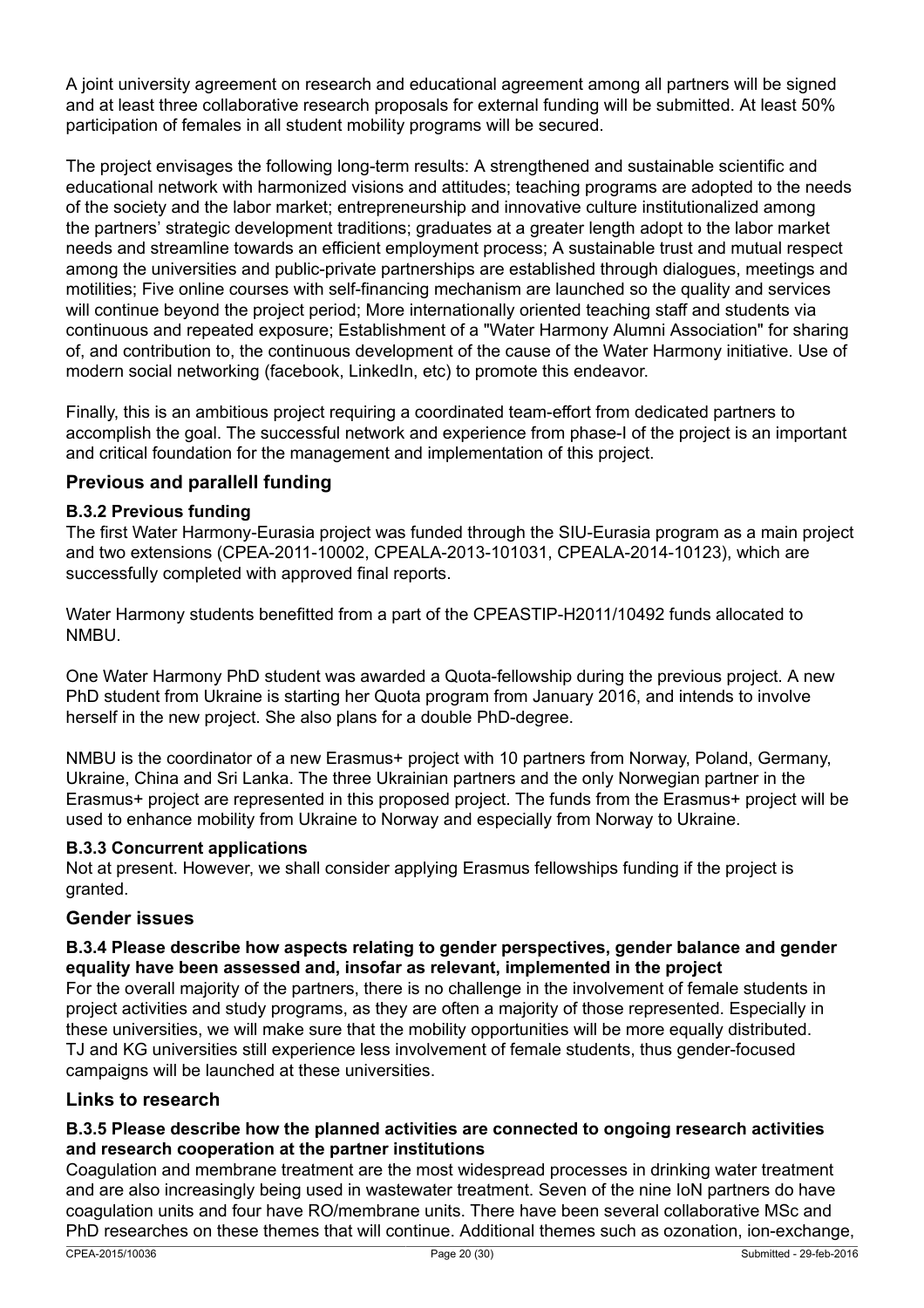A joint university agreement on research and educational agreement among all partners will be signed and at least three collaborative research proposals for external funding will be submitted. At least 50% participation of females in all student mobility programs will be secured.

The project envisages the following long-term results: A strengthened and sustainable scientific and educational network with harmonized visions and attitudes; teaching programs are adopted to the needs of the society and the labor market; entrepreneurship and innovative culture institutionalized among the partners' strategic development traditions; graduates at a greater length adopt to the labor market needs and streamline towards an efficient employment process; A sustainable trust and mutual respect among the universities and public-private partnerships are established through dialogues, meetings and motilities; Five online courses with self-financing mechanism are launched so the quality and services will continue beyond the project period; More internationally oriented teaching staff and students via continuous and repeated exposure; Establishment of a "Water Harmony Alumni Association" for sharing of, and contribution to, the continuous development of the cause of the Water Harmony initiative. Use of modern social networking (facebook, LinkedIn, etc) to promote this endeavor.

Finally, this is an ambitious project requiring a coordinated team-effort from dedicated partners to accomplish the goal. The successful network and experience from phase-I of the project is an important and critical foundation for the management and implementation of this project.

## Previous and parallell funding

### B.3.2 Previous funding

The first Water Harmony-Eurasia project was funded through the SIU-Eurasia program as a main project and two extensions (CPEA-2011-10002, CPEALA-2013-101031, CPEALA-2014-10123), which are successfully completed with approved final reports.

Water Harmony students benefitted from a part of the CPEASTIP-H2011/10492 funds allocated to NMBU.

One Water Harmony PhD student was awarded a Quota-fellowship during the previous project. A new PhD student from Ukraine is starting her Quota program from January 2016, and intends to involve herself in the new project. She also plans for a double PhD-degree.

NMBU is the coordinator of a new Erasmus+ project with 10 partners from Norway, Poland, Germany, Ukraine, China and Sri Lanka. The three Ukrainian partners and the only Norwegian partner in the Erasmus+ project are represented in this proposed project. The funds from the Erasmus+ project will be used to enhance mobility from Ukraine to Norway and especially from Norway to Ukraine.

### B.3.3 Concurrent applications

Not at present. However, we shall consider applying Erasmus fellowships funding if the project is granted.

## Gender issues

### B.3.4 Please describe how aspects relating to gender perspectives, gender balance and gender equality have been assessed and, insofar as relevant, implemented in the project

For the overall majority of the partners, there is no challenge in the involvement of female students in project activities and study programs, as they are often a majority of those represented. Especially in these universities, we will make sure that the mobility opportunities will be more equally distributed. TJ and KG universities still experience less involvement of female students, thus gender-focused campaigns will be launched at these universities.

## Links to research

### B.3.5 Please describe how the planned activities are connected to ongoing research activities and research cooperation at the partner institutions

Coagulation and membrane treatment are the most widespread processes in drinking water treatment and are also increasingly being used in wastewater treatment. Seven of the nine IoN partners do have coagulation units and four have RO/membrane units. There have been several collaborative MSc and PhD researches on these themes that will continue. Additional themes such as ozonation, ion-exchange,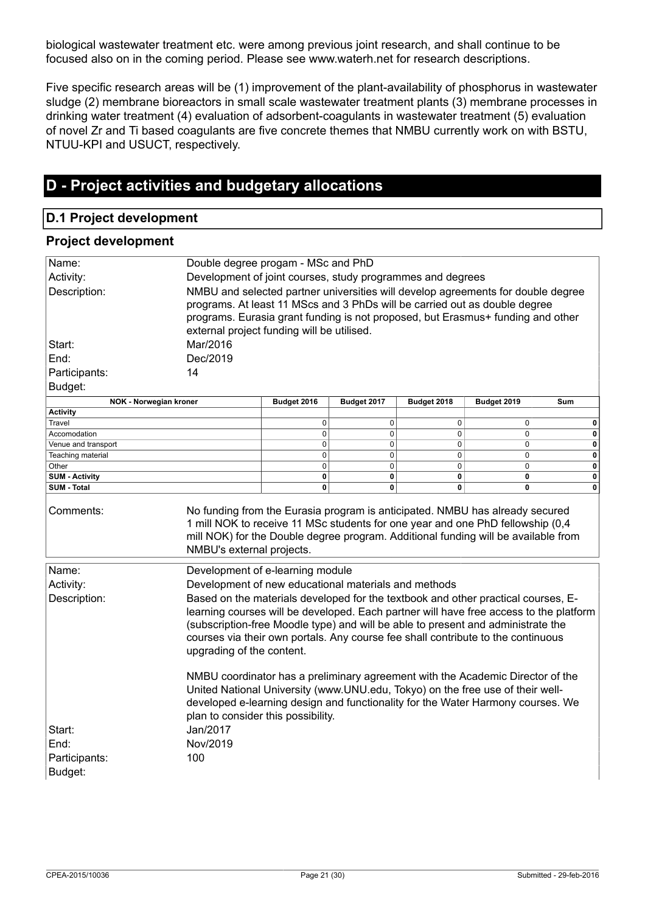biological wastewater treatment etc. were among previous joint research, and shall continue to be focused also on in the coming period. Please see www.waterh.net for research descriptions.

Five specific research areas will be (1) improvement of the plant-availability of phosphorus in wastewater sludge (2) membrane bioreactors in small scale wastewater treatment plants (3) membrane processes in drinking water treatment (4) evaluation of adsorbent-coagulants in wastewater treatment (5) evaluation of novel Zr and Ti based coagulants are five concrete themes that NMBU currently work on with BSTU, NTUU-KPI and USUCT, respectively.

# D - Project activities and budgetary allocations

## D.1 Project development

### Project development

| | |
|---|---|
| Name: | Double degree progam - MSc and PhD |
| Activity: | Development of joint courses, study programmes and degrees |
| Description: | NMBU and selected partner universities will develop agreements for double degree programs. At least 11 MScs and 3 PhDs will be carried out as double degree programs. Eurasia grant funding is not proposed, but Erasmus+ funding and other external project funding will be utilised. |
| Start: | Mar/2016 |
| End: | Dec/2019 |
| Participants: | 14 |
| Budget: | |

| NOK - Norwegian kroner | Budget 2016 | Budget 2017 | Budget 2018 | Budget 2019 | Sum |
|---|---|---|---|---|---|
| **Activity** | | | | | |
| Travel | 0 | 0 | 0 | 0 | **0** |
| Accomodation | 0 | 0 | 0 | 0 | **0** |
| Venue and transport | 0 | 0 | 0 | 0 | **0** |
| Teaching material | 0 | 0 | 0 | 0 | **0** |
| Other | 0 | 0 | 0 | 0 | **0** |
| **SUM - Activity** | **0** | **0** | **0** | **0** | **0** |
| **SUM - Total** | **0** | **0** | **0** | **0** | **0** |

| | |
|---|---|
| Comments: | No funding from the Eurasia program is anticipated. NMBU has already secured 1 mill NOK to receive 11 MSc students for one year and one PhD fellowship (0,4 mill NOK) for the Double degree program. Additional funding will be available from NMBU's external projects. |

| | |
|---|---|
| Name: | Development of e-learning module |
| Activity: | Development of new educational materials and methods |
| Description: | Based on the materials developed for the textbook and other practical courses, E-learning courses will be developed. Each partner will have free access to the platform (subscription-free Moodle type) and will be able to present and administrate the courses via their own portals. Any course fee shall contribute to the continuous upgrading of the content.<br><br>NMBU coordinator has a preliminary agreement with the Academic Director of the United National University (www.UNU.edu, Tokyo) on the free use of their well-developed e-learning design and functionality for the Water Harmony courses. We plan to consider this possibility. |
| Start: | Jan/2017 |
| End: | Nov/2019 |
| Participants: | 100 |
| Budget: | |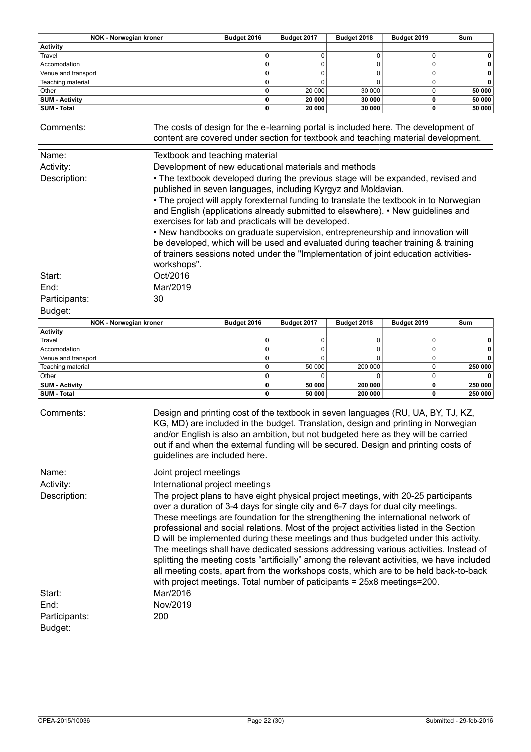| NOK - Norwegian kroner | Budget 2016 | Budget 2017 | Budget 2018 | Budget 2019 | Sum |
|---|---|---|---|---|---|
| **Activity** | | | | | |
| Travel | 0 | 0 | 0 | 0 | **0** |
| Accomodation | 0 | 0 | 0 | 0 | **0** |
| Venue and transport | 0 | 0 | 0 | 0 | **0** |
| Teaching material | 0 | 0 | 0 | 0 | **0** |
| Other | 0 | 20 000 | 30 000 | 0 | **50 000** |
| **SUM - Activity** | **0** | **20 000** | **30 000** | **0** | **50 000** |
| **SUM - Total** | **0** | **20 000** | **30 000** | **0** | **50 000** |

Comments: The costs of design for the e-learning portal is included here. The development of content are covered under section for textbook and teaching material development.

Name: Textbook and teaching material

Activity: Development of new educational materials and methods

Description: • The textbook developed during the previous stage will be expanded, revised and published in seven languages, including Kyrgyz and Moldavian.
• The project will apply forexternal funding to translate the textbook in to Norwegian and English (applications already submitted to elsewhere). • New guidelines and exercises for lab and practicals will be developed.
• New handbooks on graduate supervision, entrepreneurship and innovation will be developed, which will be used and evaluated during teacher training & training of trainers sessions noted under the "Implementation of joint education activities-workshops".

Start: Oct/2016

End: Mar/2019

Participants: 30

Budget:

| NOK - Norwegian kroner | Budget 2016 | Budget 2017 | Budget 2018 | Budget 2019 | Sum |
|---|---|---|---|---|---|
| **Activity** | | | | | |
| Travel | 0 | 0 | 0 | 0 | **0** |
| Accomodation | 0 | 0 | 0 | 0 | **0** |
| Venue and transport | 0 | 0 | 0 | 0 | **0** |
| Teaching material | 0 | 50 000 | 200 000 | 0 | **250 000** |
| Other | 0 | 0 | 0 | 0 | **0** |
| **SUM - Activity** | **0** | **50 000** | **200 000** | **0** | **250 000** |
| **SUM - Total** | **0** | **50 000** | **200 000** | **0** | **250 000** |

Comments: Design and printing cost of the textbook in seven languages (RU, UA, BY, TJ, KZ, KG, MD) are included in the budget. Translation, design and printing in Norwegian and/or English is also an ambition, but not budgeted here as they will be carried out if and when the external funding will be secured. Design and printing costs of guidelines are included here.

Name: Joint project meetings

Activity: International project meetings

Description: The project plans to have eight physical project meetings, with 20-25 participants over a duration of 3-4 days for single city and 6-7 days for dual city meetings. These meetings are foundation for the strengthening the international network of professional and social relations. Most of the project activities listed in the Section D will be implemented during these meetings and thus budgeted under this activity. The meetings shall have dedicated sessions addressing various activities. Instead of splitting the meeting costs "artificially" among the relevant activities, we have included all meeting costs, apart from the workshops costs, which are to be held back-to-back with project meetings. Total number of paticipants = 25x8 meetings=200.

Start: Mar/2016

End: Nov/2019

Participants: 200

Budget: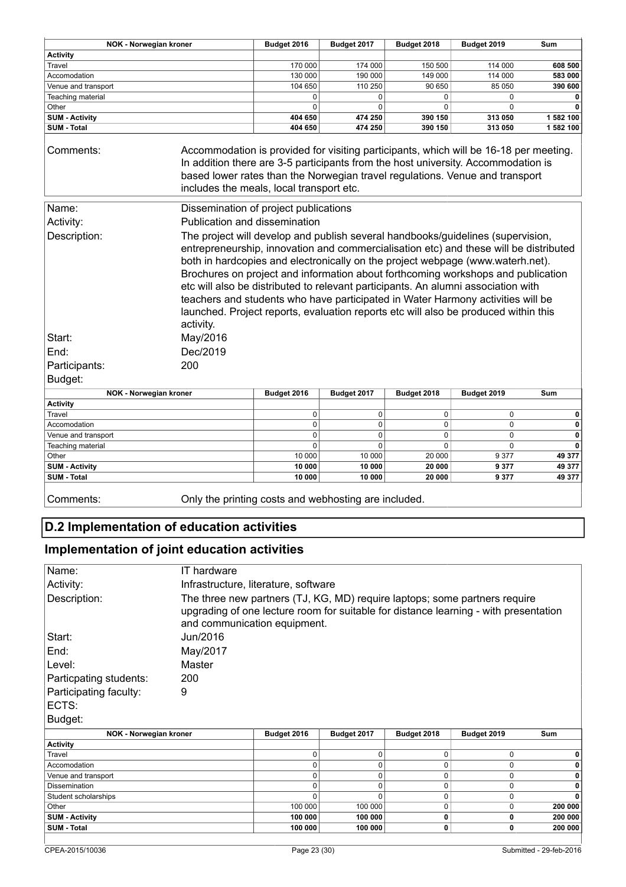| NOK - Norwegian kroner | Budget 2016 | Budget 2017 | Budget 2018 | Budget 2019 | Sum |
|---|---|---|---|---|---|
| **Activity** | | | | | |
| Travel | 170 000 | 174 000 | 150 500 | 114 000 | **608 500** |
| Accomodation | 130 000 | 190 000 | 149 000 | 114 000 | **583 000** |
| Venue and transport | 104 650 | 110 250 | 90 650 | 85 050 | **390 600** |
| Teaching material | 0 | 0 | 0 | 0 | **0** |
| Other | 0 | 0 | 0 | 0 | **0** |
| **SUM - Activity** | **404 650** | **474 250** | **390 150** | **313 050** | **1 582 100** |
| **SUM - Total** | **404 650** | **474 250** | **390 150** | **313 050** | **1 582 100** |

Comments: Accommodation is provided for visiting participants, which will be 16-18 per meeting. In addition there are 3-5 participants from the host university. Accommodation is based lower rates than the Norwegian travel regulations. Venue and transport includes the meals, local transport etc.

Name: Dissemination of project publications

Activity: Publication and dissemination

Description: The project will develop and publish several handbooks/guidelines (supervision, entrepreneurship, innovation and commercialisation etc) and these will be distributed both in hardcopies and electronically on the project webpage (www.waterh.net). Brochures on project and information about forthcoming workshops and publication etc will also be distributed to relevant participants. An alumni association with teachers and students who have participated in Water Harmony activities will be launched. Project reports, evaluation reports etc will also be produced within this activity.

Start: May/2016

End: Dec/2019

Participants: 200

Budget:

| NOK - Norwegian kroner | Budget 2016 | Budget 2017 | Budget 2018 | Budget 2019 | Sum |
|---|---|---|---|---|---|
| **Activity** | | | | | |
| Travel | 0 | 0 | 0 | 0 | **0** |
| Accomodation | 0 | 0 | 0 | 0 | **0** |
| Venue and transport | 0 | 0 | 0 | 0 | **0** |
| Teaching material | 0 | 0 | 0 | 0 | **0** |
| Other | 10 000 | 10 000 | 20 000 | 9 377 | **49 377** |
| **SUM - Activity** | **10 000** | **10 000** | **20 000** | **9 377** | **49 377** |
| **SUM - Total** | **10 000** | **10 000** | **20 000** | **9 377** | **49 377** |

Comments: Only the printing costs and webhosting are included.

## D.2 Implementation of education activities

## Implementation of joint education activities

Name: IT hardware

Activity: Infrastructure, literature, software

Description: The three new partners (TJ, KG, MD) require laptops; some partners require upgrading of one lecture room for suitable for distance learning - with presentation and communication equipment.

Start: Jun/2016

End: May/2017

Level: Master

Particpating students: 200

Participating faculty: 9

ECTS:

Budget:

| NOK - Norwegian kroner | Budget 2016 | Budget 2017 | Budget 2018 | Budget 2019 | Sum |
|---|---|---|---|---|---|
| **Activity** | | | | | |
| Travel | 0 | 0 | 0 | 0 | **0** |
| Accomodation | 0 | 0 | 0 | 0 | **0** |
| Venue and transport | 0 | 0 | 0 | 0 | **0** |
| Dissemination | 0 | 0 | 0 | 0 | **0** |
| Student scholarships | 0 | 0 | 0 | 0 | **0** |
| Other | 100 000 | 100 000 | 0 | 0 | **200 000** |
| **SUM - Activity** | **100 000** | **100 000** | **0** | **0** | **200 000** |
| **SUM - Total** | **100 000** | **100 000** | **0** | **0** | **200 000** |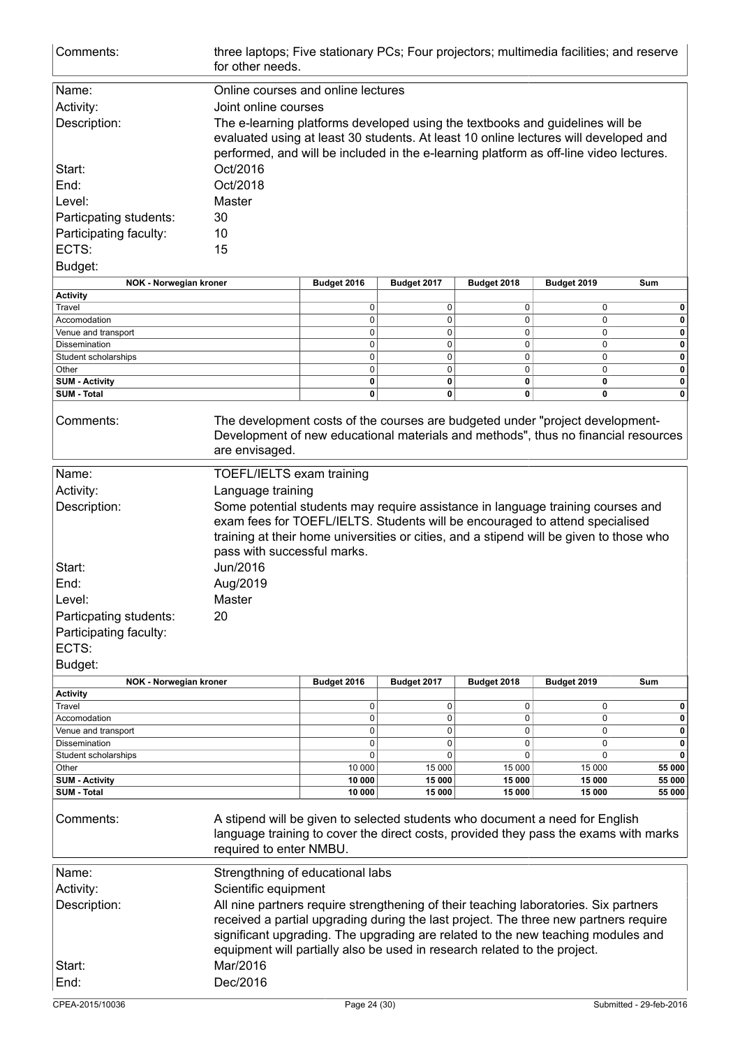| | |
|---|---|
| Comments: | three laptops; Five stationary PCs; Four projectors; multimedia facilities; and reserve for other needs. |

| | |
|---|---|
| Name: | Online courses and online lectures |
| Activity: | Joint online courses |
| Description: | The e-learning platforms developed using the textbooks and guidelines will be evaluated using at least 30 students. At least 10 online lectures will developed and performed, and will be included in the e-learning platform as off-line video lectures. |
| Start: | Oct/2016 |
| End: | Oct/2018 |
| Level: | Master |
| Particpating students: | 30 |
| Participating faculty: | 10 |
| ECTS: | 15 |
| Budget: | |

| NOK - Norwegian kroner | Budget 2016 | Budget 2017 | Budget 2018 | Budget 2019 | Sum |
|---|---|---|---|---|---|
| **Activity** | | | | | |
| Travel | 0 | 0 | 0 | 0 | **0** |
| Accomodation | 0 | 0 | 0 | 0 | **0** |
| Venue and transport | 0 | 0 | 0 | 0 | **0** |
| Dissemination | 0 | 0 | 0 | 0 | **0** |
| Student scholarships | 0 | 0 | 0 | 0 | **0** |
| Other | 0 | 0 | 0 | 0 | **0** |
| **SUM - Activity** | **0** | **0** | **0** | **0** | **0** |
| **SUM - Total** | **0** | **0** | **0** | **0** | **0** |

| | |
|---|---|
| Comments: | The development costs of the courses are budgeted under "project development- Development of new educational materials and methods", thus no financial resources are envisaged. |

| | |
|---|---|
| Name: | TOEFL/IELTS exam training |
| Activity: | Language training |
| Description: | Some potential students may require assistance in language training courses and exam fees for TOEFL/IELTS. Students will be encouraged to attend specialised training at their home universities or cities, and a stipend will be given to those who pass with successful marks. |
| Start: | Jun/2016 |
| End: | Aug/2019 |
| Level: | Master |
| Particpating students: | 20 |
| Participating faculty: | |
| ECTS: | |
| Budget: | |

| NOK - Norwegian kroner | Budget 2016 | Budget 2017 | Budget 2018 | Budget 2019 | Sum |
|---|---|---|---|---|---|
| **Activity** | | | | | |
| Travel | 0 | 0 | 0 | 0 | **0** |
| Accomodation | 0 | 0 | 0 | 0 | **0** |
| Venue and transport | 0 | 0 | 0 | 0 | **0** |
| Dissemination | 0 | 0 | 0 | 0 | **0** |
| Student scholarships | 0 | 0 | 0 | 0 | **0** |
| Other | 10 000 | 15 000 | 15 000 | 15 000 | **55 000** |
| **SUM - Activity** | **10 000** | **15 000** | **15 000** | **15 000** | **55 000** |
| **SUM - Total** | **10 000** | **15 000** | **15 000** | **15 000** | **55 000** |

| | |
|---|---|
| Comments: | A stipend will be given to selected students who document a need for English language training to cover the direct costs, provided they pass the exams with marks required to enter NMBU. |

| | |
|---|---|
| Name: | Strengthning of educational labs |
| Activity: | Scientific equipment |
| Description: | All nine partners require strengthening of their teaching laboratories. Six partners received a partial upgrading during the last project. The three new partners require significant upgrading. The upgrading are related to the new teaching modules and equipment will partially also be used in research related to the project. |
| Start: | Mar/2016 |
| End: | Dec/2016 |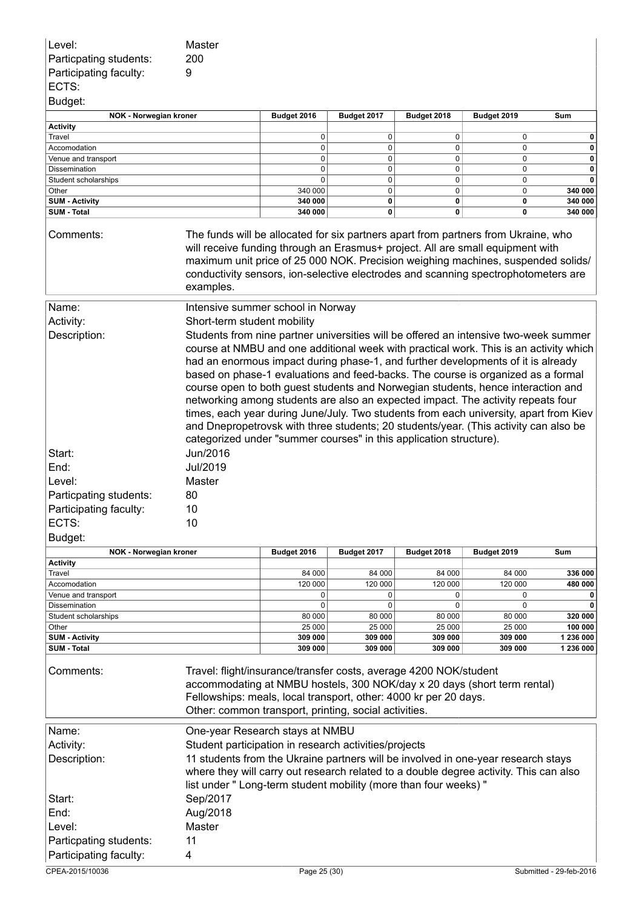| | |
|---|---|
| Level: | Master |
| Particpating students: | 200 |
| Participating faculty: | 9 |
| ECTS: | |
| Budget: | |

| NOK - Norwegian kroner | Budget 2016 | Budget 2017 | Budget 2018 | Budget 2019 | Sum |
|---|---|---|---|---|---|
| **Activity** | | | | | |
| Travel | 0 | 0 | 0 | 0 | **0** |
| Accomodation | 0 | 0 | 0 | 0 | **0** |
| Venue and transport | 0 | 0 | 0 | 0 | **0** |
| Dissemination | 0 | 0 | 0 | 0 | **0** |
| Student scholarships | 0 | 0 | 0 | 0 | **0** |
| Other | 340 000 | 0 | 0 | 0 | **340 000** |
| **SUM - Activity** | **340 000** | **0** | **0** | **0** | **340 000** |
| **SUM - Total** | **340 000** | **0** | **0** | **0** | **340 000** |

| | |
|---|---|
| Comments: | The funds will be allocated for six partners apart from partners from Ukraine, who will receive funding through an Erasmus+ project. All are small equipment with maximum unit price of 25 000 NOK. Precision weighing machines, suspended solids/ conductivity sensors, ion-selective electrodes and scanning spectrophotometers are examples. |

| | |
|---|---|
| Name: | Intensive summer school in Norway |
| Activity: | Short-term student mobility |
| Description: | Students from nine partner universities will be offered an intensive two-week summer course at NMBU and one additional week with practical work. This is an activity which had an enormous impact during phase-1, and further developments of it is already based on phase-1 evaluations and feed-backs. The course is organized as a formal course open to both guest students and Norwegian students, hence interaction and networking among students are also an expected impact. The activity repeats four times, each year during June/July. Two students from each university, apart from Kiev and Dnepropetrovsk with three students; 20 students/year. (This activity can also be categorized under "summer courses" in this application structure). |
| Start: | Jun/2016 |
| End: | Jul/2019 |
| Level: | Master |
| Particpating students: | 80 |
| Participating faculty: | 10 |
| ECTS: | 10 |
| Budget: | |

| NOK - Norwegian kroner | Budget 2016 | Budget 2017 | Budget 2018 | Budget 2019 | Sum |
|---|---|---|---|---|---|
| **Activity** | | | | | |
| Travel | 84 000 | 84 000 | 84 000 | 84 000 | **336 000** |
| Accomodation | 120 000 | 120 000 | 120 000 | 120 000 | **480 000** |
| Venue and transport | 0 | 0 | 0 | 0 | **0** |
| Dissemination | 0 | 0 | 0 | 0 | **0** |
| Student scholarships | 80 000 | 80 000 | 80 000 | 80 000 | **320 000** |
| Other | 25 000 | 25 000 | 25 000 | 25 000 | **100 000** |
| **SUM - Activity** | **309 000** | **309 000** | **309 000** | **309 000** | **1 236 000** |
| **SUM - Total** | **309 000** | **309 000** | **309 000** | **309 000** | **1 236 000** |

| | |
|---|---|
| Comments: | Travel: flight/insurance/transfer costs, average 4200 NOK/student<br>accommodating at NMBU hostels, 300 NOK/day x 20 days (short term rental)<br>Fellowships: meals, local transport, other: 4000 kr per 20 days.<br>Other: common transport, printing, social activities. |

| | |
|---|---|
| Name: | One-year Research stays at NMBU |
| Activity: | Student participation in research activities/projects |
| Description: | 11 students from the Ukraine partners will be involved in one-year research stays where they will carry out research related to a double degree activity. This can also list under " Long-term student mobility (more than four weeks) " |
| Start: | Sep/2017 |
| End: | Aug/2018 |
| Level: | Master |
| Particpating students: | 11 |
| Participating faculty: | 4 |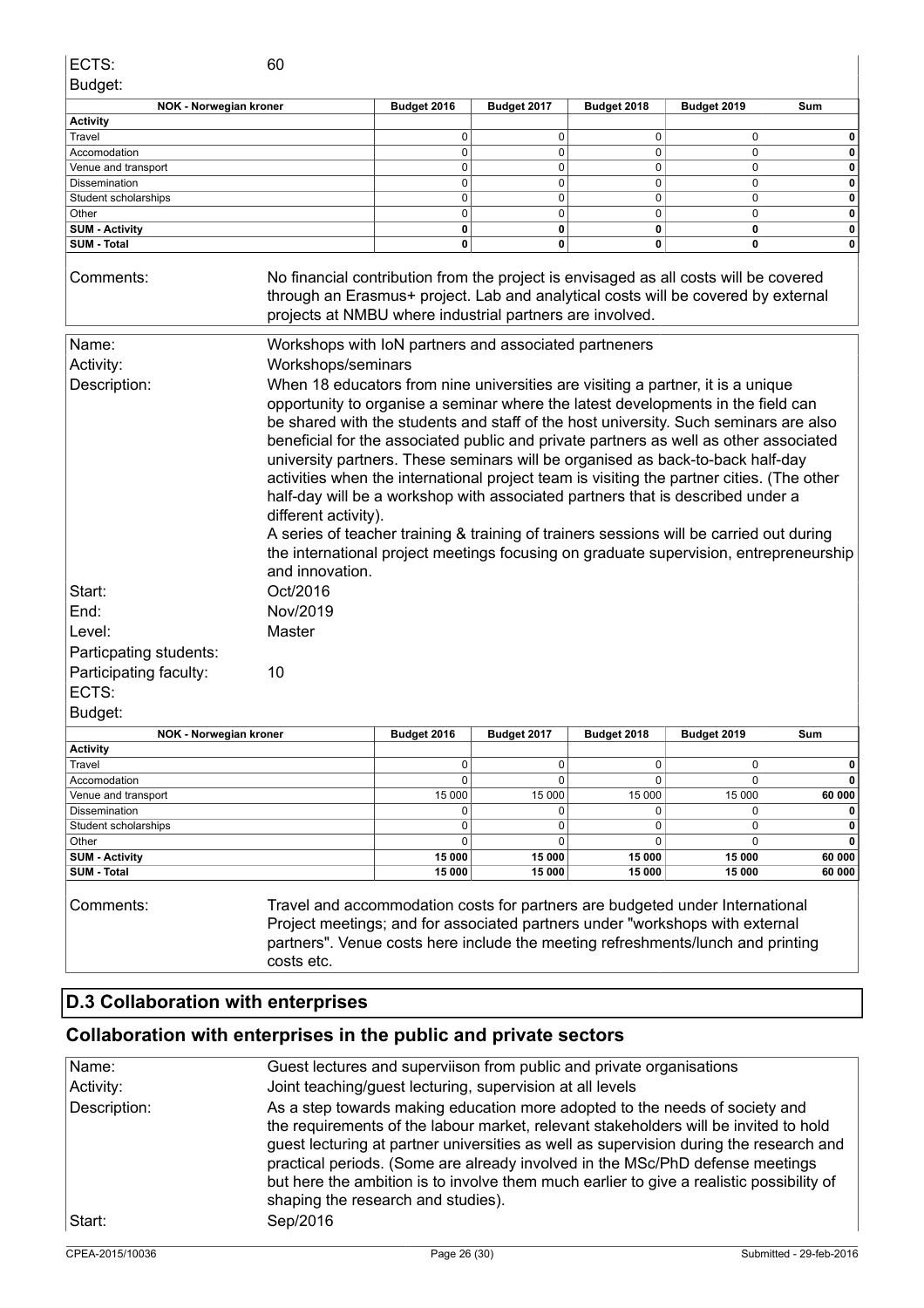ECTS: 60

Budget:

| NOK - Norwegian kroner | Budget 2016 | Budget 2017 | Budget 2018 | Budget 2019 | Sum |
|---|---|---|---|---|---|
| **Activity** | | | | | |
| Travel | 0 | 0 | 0 | 0 | **0** |
| Accomodation | 0 | 0 | 0 | 0 | **0** |
| Venue and transport | 0 | 0 | 0 | 0 | **0** |
| Dissemination | 0 | 0 | 0 | 0 | **0** |
| Student scholarships | 0 | 0 | 0 | 0 | **0** |
| Other | 0 | 0 | 0 | 0 | **0** |
| **SUM - Activity** | **0** | **0** | **0** | **0** | **0** |
| **SUM - Total** | **0** | **0** | **0** | **0** | **0** |

Comments: No financial contribution from the project is envisaged as all costs will be covered through an Erasmus+ project. Lab and analytical costs will be covered by external projects at NMBU where industrial partners are involved.

Name: Workshops with IoN partners and associated partneners

Activity: Workshops/seminars

Description: When 18 educators from nine universities are visiting a partner, it is a unique opportunity to organise a seminar where the latest developments in the field can be shared with the students and staff of the host university. Such seminars are also beneficial for the associated public and private partners as well as other associated university partners. These seminars will be organised as back-to-back half-day activities when the international project team is visiting the partner cities. (The other half-day will be a workshop with associated partners that is described under a different activity).
A series of teacher training & training of trainers sessions will be carried out during the international project meetings focusing on graduate supervision, entrepreneurship and innovation.

Start: Oct/2016

End: Nov/2019

Level: Master

Particpating students:

Participating faculty: 10

ECTS:

Budget:

| NOK - Norwegian kroner | Budget 2016 | Budget 2017 | Budget 2018 | Budget 2019 | Sum |
|---|---|---|---|---|---|
| **Activity** | | | | | |
| Travel | 0 | 0 | 0 | 0 | **0** |
| Accomodation | 0 | 0 | 0 | 0 | **0** |
| Venue and transport | 15 000 | 15 000 | 15 000 | 15 000 | **60 000** |
| Dissemination | 0 | 0 | 0 | 0 | **0** |
| Student scholarships | 0 | 0 | 0 | 0 | **0** |
| Other | 0 | 0 | 0 | 0 | **0** |
| **SUM - Activity** | **15 000** | **15 000** | **15 000** | **15 000** | **60 000** |
| **SUM - Total** | **15 000** | **15 000** | **15 000** | **15 000** | **60 000** |

Comments: Travel and accommodation costs for partners are budgeted under International Project meetings; and for associated partners under "workshops with external partners". Venue costs here include the meeting refreshments/lunch and printing costs etc.

## D.3 Collaboration with enterprises

### Collaboration with enterprises in the public and private sectors

Name: Guest lectures and superviison from public and private organisations

Activity: Joint teaching/guest lecturing, supervision at all levels

Description: As a step towards making education more adopted to the needs of society and the requirements of the labour market, relevant stakeholders will be invited to hold guest lecturing at partner universities as well as supervision during the research and practical periods. (Some are already involved in the MSc/PhD defense meetings but here the ambition is to involve them much earlier to give a realistic possibility of shaping the research and studies).

Start: Sep/2016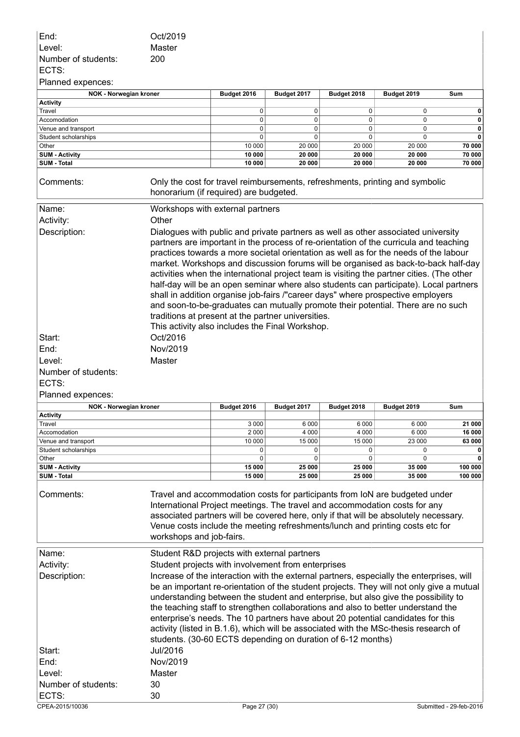| | |
|---|---|
| End: | Oct/2019 |
| Level: | Master |
| Number of students: | 200 |
| ECTS: | |

Planned expences:

| NOK - Norwegian kroner | Budget 2016 | Budget 2017 | Budget 2018 | Budget 2019 | Sum |
|---|---|---|---|---|---|
| **Activity** | | | | | |
| Travel | 0 | 0 | 0 | 0 | **0** |
| Accomodation | 0 | 0 | 0 | 0 | **0** |
| Venue and transport | 0 | 0 | 0 | 0 | **0** |
| Student scholarships | 0 | 0 | 0 | 0 | **0** |
| Other | 10 000 | 20 000 | 20 000 | 20 000 | **70 000** |
| **SUM - Activity** | **10 000** | **20 000** | **20 000** | **20 000** | **70 000** |
| **SUM - Total** | **10 000** | **20 000** | **20 000** | **20 000** | **70 000** |

Comments: Only the cost for travel reimbursements, refreshments, printing and symbolic honorarium (if required) are budgeted.

| | |
|---|---|
| Name: | Workshops with external partners |
| Activity: | Other |
| Description: | Dialogues with public and private partners as well as other associated university partners are important in the process of re-orientation of the curricula and teaching practices towards a more societal orientation as well as for the needs of the labour market. Workshops and discussion forums will be organised as back-to-back half-day activities when the international project team is visiting the partner cities. (The other half-day will be an open seminar where also students can participate). Local partners shall in addition organise job-fairs /"career days" where prospective employers and soon-to-be-graduates can mutually promote their potential. There are no such traditions at present at the partner universities.<br>This activity also includes the Final Workshop. |
| Start: | Oct/2016 |
| End: | Nov/2019 |
| Level: | Master |
| Number of students: | |
| ECTS: | |

Planned expences:

| NOK - Norwegian kroner | Budget 2016 | Budget 2017 | Budget 2018 | Budget 2019 | Sum |
|---|---|---|---|---|---|
| **Activity** | | | | | |
| Travel | 3 000 | 6 000 | 6 000 | 6 000 | **21 000** |
| Accomodation | 2 000 | 4 000 | 4 000 | 6 000 | **16 000** |
| Venue and transport | 10 000 | 15 000 | 15 000 | 23 000 | **63 000** |
| Student scholarships | 0 | 0 | 0 | 0 | **0** |
| Other | 0 | 0 | 0 | 0 | **0** |
| **SUM - Activity** | **15 000** | **25 000** | **25 000** | **35 000** | **100 000** |
| **SUM - Total** | **15 000** | **25 000** | **25 000** | **35 000** | **100 000** |

Comments: Travel and accommodation costs for participants from IoN are budgeted under International Project meetings. The travel and accommodation costs for any associated partners will be covered here, only if that will be absolutely necessary. Venue costs include the meeting refreshments/lunch and printing costs etc for workshops and job-fairs.

| | |
|---|---|
| Name: | Student R&D projects with external partners |
| Activity: | Student projects with involvement from enterprises |
| Description: | Increase of the interaction with the external partners, especially the enterprises, will be an important re-orientation of the student projects. They will not only give a mutual understanding between the student and enterprise, but also give the possibility to the teaching staff to strengthen collaborations and also to better understand the enterprise's needs. The 10 partners have about 20 potential candidates for this activity (listed in B.1.6), which will be associated with the MSc-thesis research of students. (30-60 ECTS depending on duration of 6-12 months) |
| Start: | Jul/2016 |
| End: | Nov/2019 |
| Level: | Master |
| Number of students: | 30 |
| ECTS: | 30 |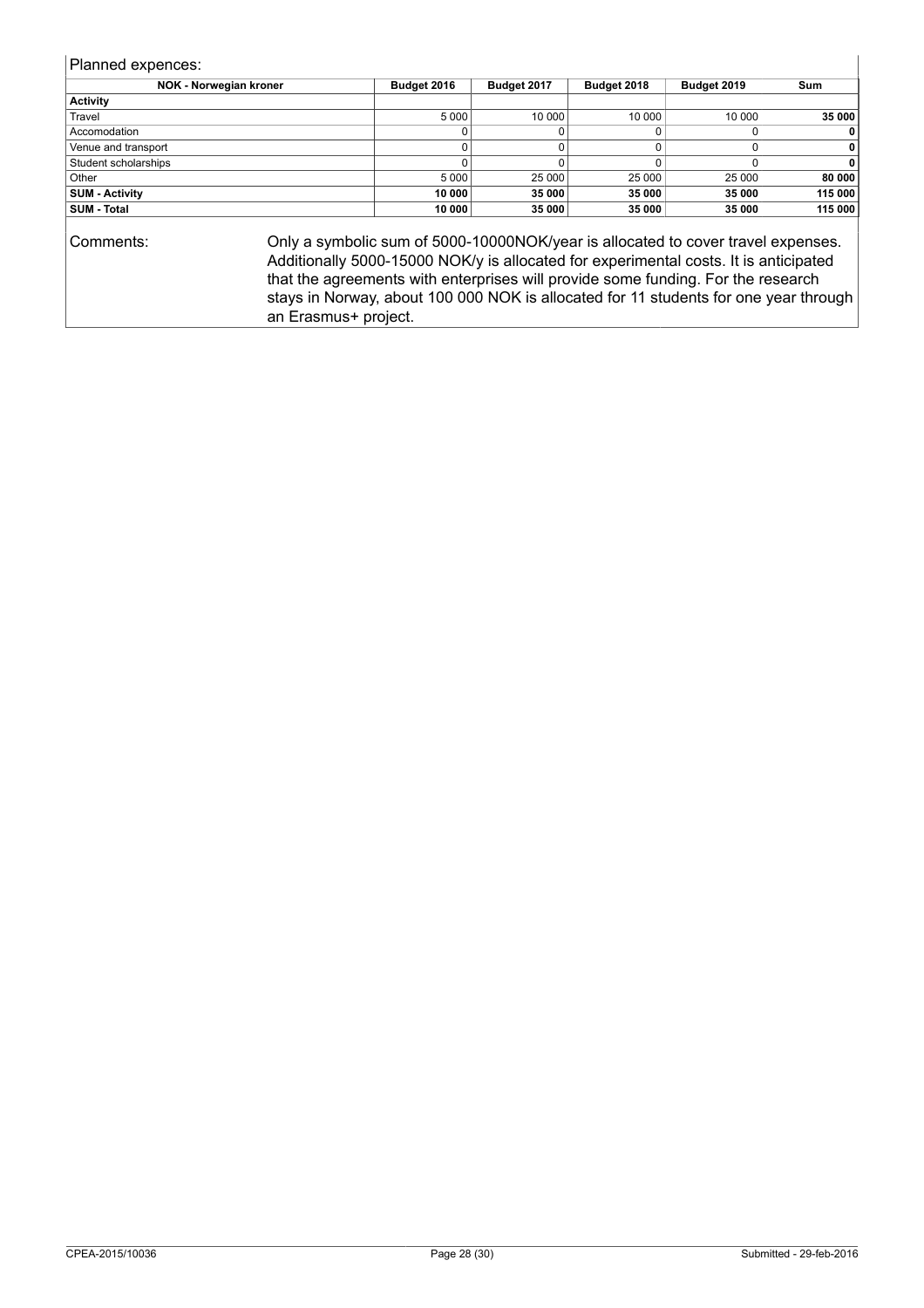Planned expences:

| NOK - Norwegian kroner | Budget 2016 | Budget 2017 | Budget 2018 | Budget 2019 | Sum |
|---|---|---|---|---|---|
| **Activity** | | | | | |
| Travel | 5 000 | 10 000 | 10 000 | 10 000 | **35 000** |
| Accomodation | 0 | 0 | 0 | 0 | **0** |
| Venue and transport | 0 | 0 | 0 | 0 | **0** |
| Student scholarships | 0 | 0 | 0 | 0 | **0** |
| Other | 5 000 | 25 000 | 25 000 | 25 000 | **80 000** |
| **SUM - Activity** | **10 000** | **35 000** | **35 000** | **35 000** | **115 000** |
| **SUM - Total** | **10 000** | **35 000** | **35 000** | **35 000** | **115 000** |

Comments: Only a symbolic sum of 5000-10000NOK/year is allocated to cover travel expenses. Additionally 5000-15000 NOK/y is allocated for experimental costs. It is anticipated that the agreements with enterprises will provide some funding. For the research stays in Norway, about 100 000 NOK is allocated for 11 students for one year through an Erasmus+ project.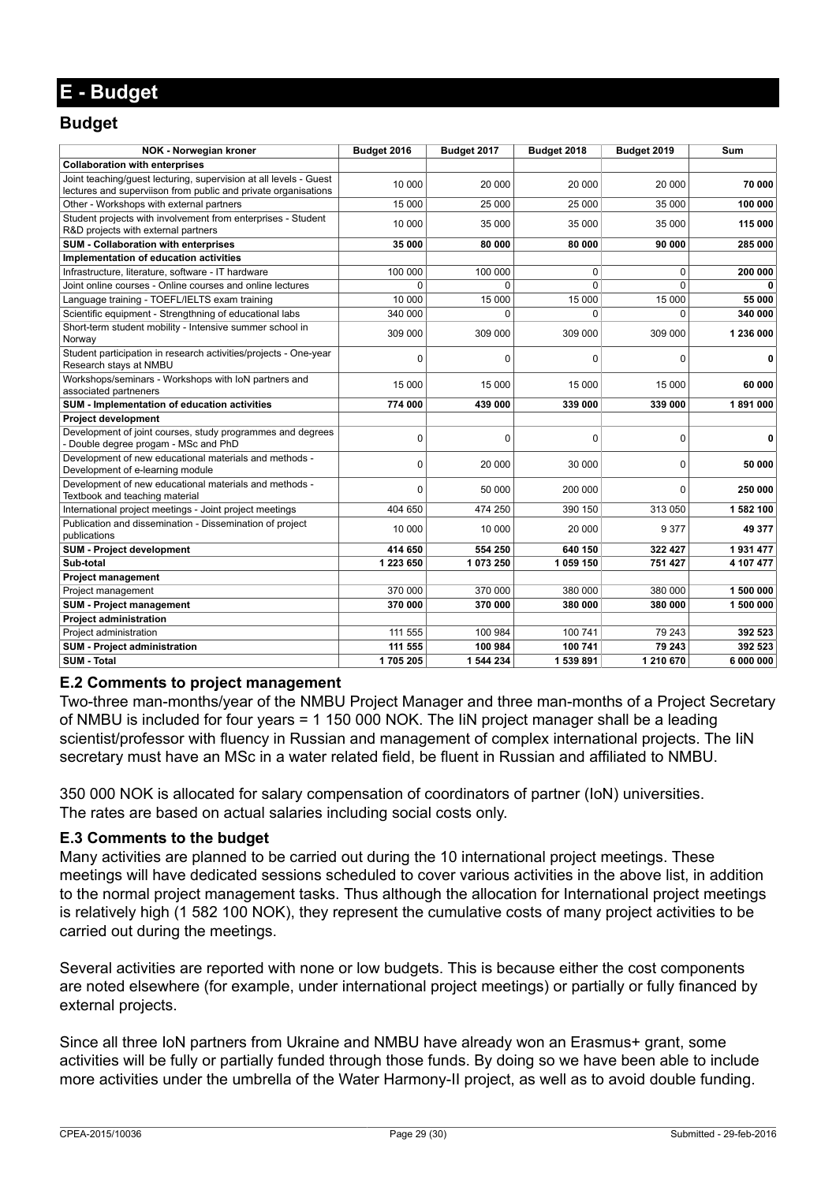# E - Budget

## Budget

| NOK - Norwegian kroner | Budget 2016 | Budget 2017 | Budget 2018 | Budget 2019 | Sum |
|---|---|---|---|---|---|
| **Collaboration with enterprises** | | | | | |
| Joint teaching/guest lecturing, supervision at all levels - Guest lectures and superviison from public and private organisations | 10 000 | 20 000 | 20 000 | 20 000 | **70 000** |
| Other - Workshops with external partners | 15 000 | 25 000 | 25 000 | 35 000 | **100 000** |
| Student projects with involvement from enterprises - Student R&D projects with external partners | 10 000 | 35 000 | 35 000 | 35 000 | **115 000** |
| **SUM - Collaboration with enterprises** | **35 000** | **80 000** | **80 000** | **90 000** | **285 000** |
| **Implementation of education activities** | | | | | |
| Infrastructure, literature, software - IT hardware | 100 000 | 100 000 | 0 | 0 | **200 000** |
| Joint online courses - Online courses and online lectures | 0 | 0 | 0 | 0 | **0** |
| Language training - TOEFL/IELTS exam training | 10 000 | 15 000 | 15 000 | 15 000 | **55 000** |
| Scientific equipment - Strengthning of educational labs | 340 000 | 0 | 0 | 0 | **340 000** |
| Short-term student mobility - Intensive summer school in Norway | 309 000 | 309 000 | 309 000 | 309 000 | **1 236 000** |
| Student participation in research activities/projects - One-year Research stays at NMBU | 0 | 0 | 0 | 0 | **0** |
| Workshops/seminars - Workshops with IoN partners and associated partneners | 15 000 | 15 000 | 15 000 | 15 000 | **60 000** |
| **SUM - Implementation of education activities** | **774 000** | **439 000** | **339 000** | **339 000** | **1 891 000** |
| **Project development** | | | | | |
| Development of joint courses, study programmes and degrees - Double degree progam - MSc and PhD | 0 | 0 | 0 | 0 | **0** |
| Development of new educational materials and methods - Development of e-learning module | 0 | 20 000 | 30 000 | 0 | **50 000** |
| Development of new educational materials and methods - Textbook and teaching material | 0 | 50 000 | 200 000 | 0 | **250 000** |
| International project meetings - Joint project meetings | 404 650 | 474 250 | 390 150 | 313 050 | **1 582 100** |
| Publication and dissemination - Dissemination of project publications | 10 000 | 10 000 | 20 000 | 9 377 | **49 377** |
| **SUM - Project development** | **414 650** | **554 250** | **640 150** | **322 427** | **1 931 477** |
| **Sub-total** | **1 223 650** | **1 073 250** | **1 059 150** | **751 427** | **4 107 477** |
| **Project management** | | | | | |
| Project management | 370 000 | 370 000 | 380 000 | 380 000 | **1 500 000** |
| **SUM - Project management** | **370 000** | **370 000** | **380 000** | **380 000** | **1 500 000** |
| **Project administration** | | | | | |
| Project administration | 111 555 | 100 984 | 100 741 | 79 243 | **392 523** |
| **SUM - Project administration** | **111 555** | **100 984** | **100 741** | **79 243** | **392 523** |
| **SUM - Total** | **1 705 205** | **1 544 234** | **1 539 891** | **1 210 670** | **6 000 000** |

### E.2 Comments to project management

Two-three man-months/year of the NMBU Project Manager and three man-months of a Project Secretary of NMBU is included for four years = 1 150 000 NOK. The IiN project manager shall be a leading scientist/professor with fluency in Russian and management of complex international projects. The IiN secretary must have an MSc in a water related field, be fluent in Russian and affiliated to NMBU.

350 000 NOK is allocated for salary compensation of coordinators of partner (IoN) universities.
The rates are based on actual salaries including social costs only.

### E.3 Comments to the budget

Many activities are planned to be carried out during the 10 international project meetings. These meetings will have dedicated sessions scheduled to cover various activities in the above list, in addition to the normal project management tasks. Thus although the allocation for International project meetings is relatively high (1 582 100 NOK), they represent the cumulative costs of many project activities to be carried out during the meetings.

Several activities are reported with none or low budgets. This is because either the cost components are noted elsewhere (for example, under international project meetings) or partially or fully financed by external projects.

Since all three IoN partners from Ukraine and NMBU have already won an Erasmus+ grant, some activities will be fully or partially funded through those funds. By doing so we have been able to include more activities under the umbrella of the Water Harmony-II project, as well as to avoid double funding.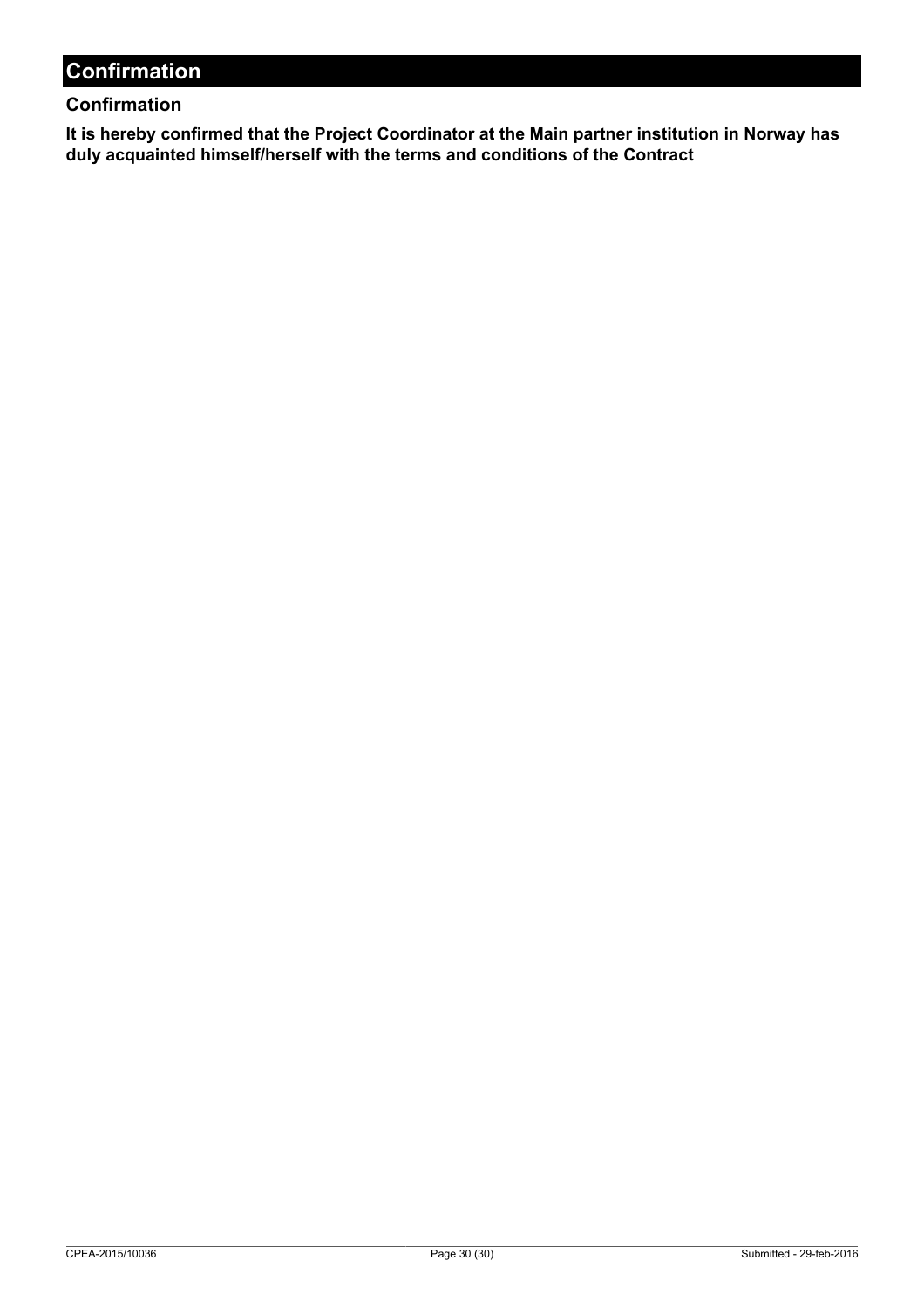# Confirmation

## Confirmation

**It is hereby confirmed that the Project Coordinator at the Main partner institution in Norway has duly acquainted himself/herself with the terms and conditions of the Contract**